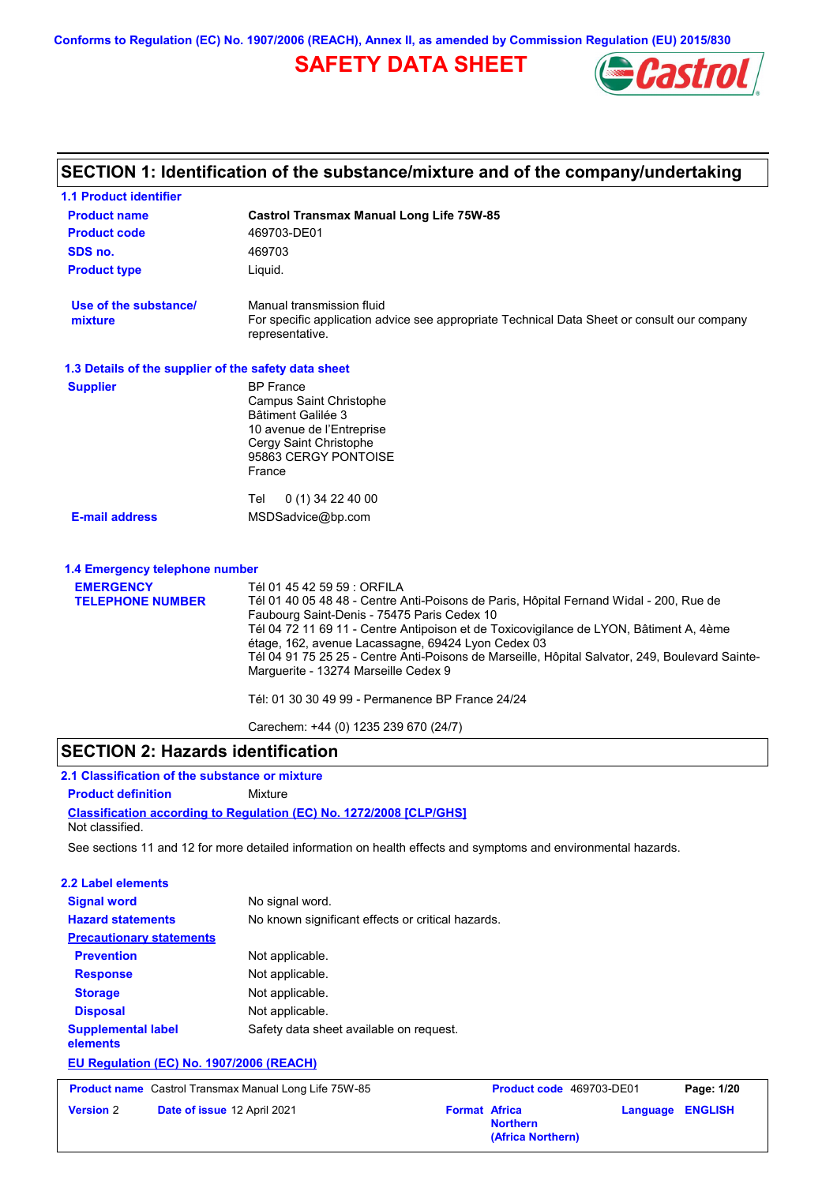Conforms to Regulation (EC) No. 1907/2006 (REACH), Annex II, as amended by Commission Regulation (EU) 2015/830

# SAFETY DATA SHEET

## SECTION 1: Identification of the substance/mixture and of the company/undertaking

### 1.1 Product identifier

**Product name** Castrol Transmax Manual Long Life 75W-85

**Product code** 469703-DE01

**SDS no.** 469703

**Product type** Liquid.

**Use of the substance/ mixture** Manual transmission fluid
For specific application advice see appropriate Technical Data Sheet or consult our company representative.

### 1.3 Details of the supplier of the safety data sheet

**Supplier**
BP France
Campus Saint Christophe
Bâtiment Galilée 3
10 avenue de l'Entreprise
Cergy Saint Christophe
95863 CERGY PONTOISE
France

Tel 0 (1) 34 22 40 00

**E-mail address** MSDSadvice@bp.com

### 1.4 Emergency telephone number

**EMERGENCY TELEPHONE NUMBER**
Tél 01 45 42 59 59 : ORFILA
Tél 01 40 05 48 48 - Centre Anti-Poisons de Paris, Hôpital Fernand Widal - 200, Rue de Faubourg Saint-Denis - 75475 Paris Cedex 10
Tél 04 72 11 69 11 - Centre Antipoison et de Toxicovigilance de LYON, Bâtiment A, 4ème étage, 162, avenue Lacassagne, 69424 Lyon Cedex 03
Tél 04 91 75 25 25 - Centre Anti-Poisons de Marseille, Hôpital Salvator, 249, Boulevard Sainte-Marguerite - 13274 Marseille Cedex 9

Tél: 01 30 30 49 99 - Permanence BP France 24/24

Carechem: +44 (0) 1235 239 670 (24/7)

## SECTION 2: Hazards identification

### 2.1 Classification of the substance or mixture

**Product definition** Mixture

**Classification according to Regulation (EC) No. 1272/2008 [CLP/GHS]**
Not classified.

See sections 11 and 12 for more detailed information on health effects and symptoms and environmental hazards.

### 2.2 Label elements

**Signal word** No signal word.

**Hazard statements** No known significant effects or critical hazards.

**Precautionary statements**

**Prevention** Not applicable.

**Response** Not applicable.

**Storage** Not applicable.

**Disposal** Not applicable.

**Supplemental label elements** Safety data sheet available on request.

**EU Regulation (EC) No. 1907/2006 (REACH)**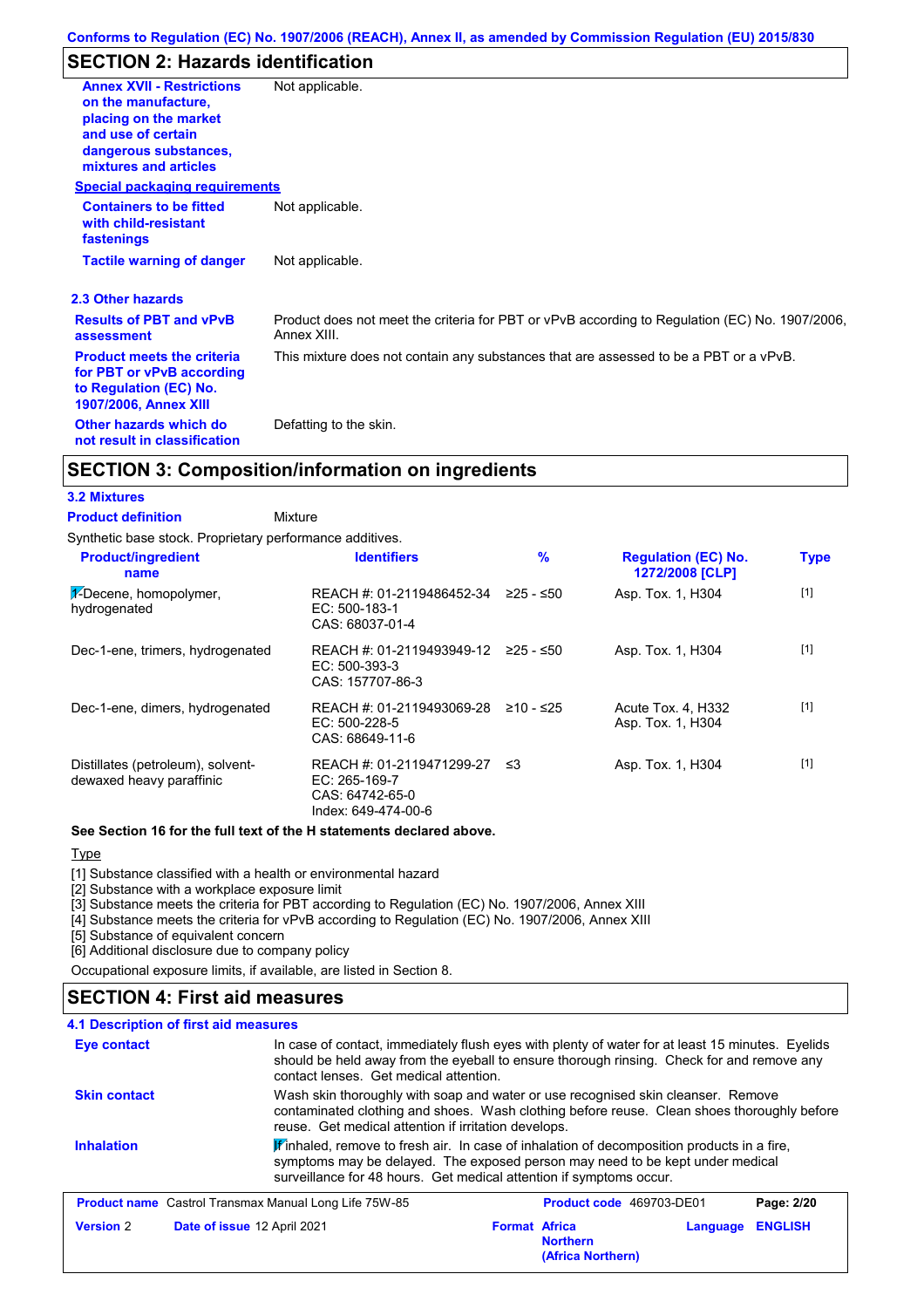Conforms to Regulation (EC) No. 1907/2006 (REACH), Annex II, as amended by Commission Regulation (EU) 2015/830

## SECTION 2: Hazards identification

**Annex XVII - Restrictions on the manufacture, placing on the market and use of certain dangerous substances, mixtures and articles**: Not applicable.

**Special packaging requirements**

**Containers to be fitted with child-resistant fastenings**: Not applicable.

**Tactile warning of danger**: Not applicable.

### 2.3 Other hazards

**Results of PBT and vPvB assessment**: Product does not meet the criteria for PBT or vPvB according to Regulation (EC) No. 1907/2006, Annex XIII.

**Product meets the criteria for PBT or vPvB according to Regulation (EC) No. 1907/2006, Annex XIII**: This mixture does not contain any substances that are assessed to be a PBT or a vPvB.

**Other hazards which do not result in classification**: Defatting to the skin.

## SECTION 3: Composition/information on ingredients

### 3.2 Mixtures

**Product definition**: Mixture

Synthetic base stock. Proprietary performance additives.

| Product/ingredient name | Identifiers | % | Regulation (EC) No. 1272/2008 [CLP] | Type |
|---|---|---|---|---|
| 1-Decene, homopolymer, hydrogenated | REACH #: 01-2119486452-34<br>EC: 500-183-1<br>CAS: 68037-01-4 | ≥25 - ≤50 | Asp. Tox. 1, H304 | [1] |
| Dec-1-ene, trimers, hydrogenated | REACH #: 01-2119493949-12<br>EC: 500-393-3<br>CAS: 157707-86-3 | ≥25 - ≤50 | Asp. Tox. 1, H304 | [1] |
| Dec-1-ene, dimers, hydrogenated | REACH #: 01-2119493069-28<br>EC: 500-228-5<br>CAS: 68649-11-6 | ≥10 - ≤25 | Acute Tox. 4, H332<br>Asp. Tox. 1, H304 | [1] |
| Distillates (petroleum), solvent-dewaxed heavy paraffinic | REACH #: 01-2119471299-27<br>EC: 265-169-7<br>CAS: 64742-65-0<br>Index: 649-474-00-6 | ≤3 | Asp. Tox. 1, H304 | [1] |

**See Section 16 for the full text of the H statements declared above.**

Type

[1] Substance classified with a health or environmental hazard
[2] Substance with a workplace exposure limit
[3] Substance meets the criteria for PBT according to Regulation (EC) No. 1907/2006, Annex XIII
[4] Substance meets the criteria for vPvB according to Regulation (EC) No. 1907/2006, Annex XIII
[5] Substance of equivalent concern
[6] Additional disclosure due to company policy

Occupational exposure limits, if available, are listed in Section 8.

## SECTION 4: First aid measures

### 4.1 Description of first aid measures

**Eye contact**: In case of contact, immediately flush eyes with plenty of water for at least 15 minutes. Eyelids should be held away from the eyeball to ensure thorough rinsing. Check for and remove any contact lenses. Get medical attention.

**Skin contact**: Wash skin thoroughly with soap and water or use recognised skin cleanser. Remove contaminated clothing and shoes. Wash clothing before reuse. Clean shoes thoroughly before reuse. Get medical attention if irritation develops.

**Inhalation**: If inhaled, remove to fresh air. In case of inhalation of decomposition products in a fire, symptoms may be delayed. The exposed person may need to be kept under medical surveillance for 48 hours. Get medical attention if symptoms occur.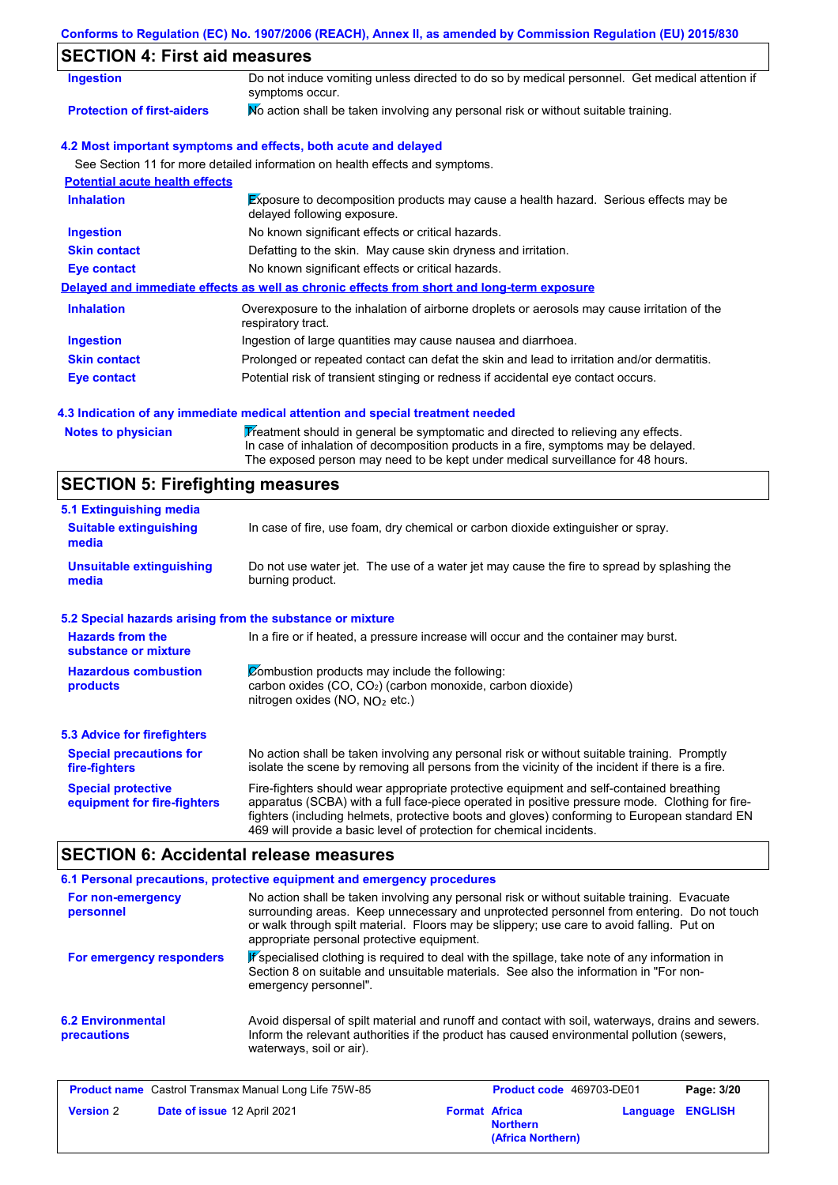## SECTION 4: First aid measures

| | |
|---|---|
| **Ingestion** | Do not induce vomiting unless directed to do so by medical personnel. Get medical attention if symptoms occur. |
| **Protection of first-aiders** | No action shall be taken involving any personal risk or without suitable training. |

### 4.2 Most important symptoms and effects, both acute and delayed

See Section 11 for more detailed information on health effects and symptoms.

**Potential acute health effects**

| | |
|---|---|
| **Inhalation** | Exposure to decomposition products may cause a health hazard. Serious effects may be delayed following exposure. |
| **Ingestion** | No known significant effects or critical hazards. |
| **Skin contact** | Defatting to the skin. May cause skin dryness and irritation. |
| **Eye contact** | No known significant effects or critical hazards. |

**Delayed and immediate effects as well as chronic effects from short and long-term exposure**

| | |
|---|---|
| **Inhalation** | Overexposure to the inhalation of airborne droplets or aerosols may cause irritation of the respiratory tract. |
| **Ingestion** | Ingestion of large quantities may cause nausea and diarrhoea. |
| **Skin contact** | Prolonged or repeated contact can defat the skin and lead to irritation and/or dermatitis. |
| **Eye contact** | Potential risk of transient stinging or redness if accidental eye contact occurs. |

### 4.3 Indication of any immediate medical attention and special treatment needed

| | |
|---|---|
| **Notes to physician** | Treatment should in general be symptomatic and directed to relieving any effects. In case of inhalation of decomposition products in a fire, symptoms may be delayed. The exposed person may need to be kept under medical surveillance for 48 hours. |

## SECTION 5: Firefighting measures

### 5.1 Extinguishing media

| | |
|---|---|
| **Suitable extinguishing media** | In case of fire, use foam, dry chemical or carbon dioxide extinguisher or spray. |
| **Unsuitable extinguishing media** | Do not use water jet. The use of a water jet may cause the fire to spread by splashing the burning product. |

### 5.2 Special hazards arising from the substance or mixture

| | |
|---|---|
| **Hazards from the substance or mixture** | In a fire or if heated, a pressure increase will occur and the container may burst. |
| **Hazardous combustion products** | Combustion products may include the following: carbon oxides (CO, $CO_2$) (carbon monoxide, carbon dioxide) nitrogen oxides (NO, $NO_2$ etc.) |

### 5.3 Advice for firefighters

| | |
|---|---|
| **Special precautions for fire-fighters** | No action shall be taken involving any personal risk or without suitable training. Promptly isolate the scene by removing all persons from the vicinity of the incident if there is a fire. |
| **Special protective equipment for fire-fighters** | Fire-fighters should wear appropriate protective equipment and self-contained breathing apparatus (SCBA) with a full face-piece operated in positive pressure mode. Clothing for fire-fighters (including helmets, protective boots and gloves) conforming to European standard EN 469 will provide a basic level of protection for chemical incidents. |

## SECTION 6: Accidental release measures

### 6.1 Personal precautions, protective equipment and emergency procedures

| | |
|---|---|
| **For non-emergency personnel** | No action shall be taken involving any personal risk or without suitable training. Evacuate surrounding areas. Keep unnecessary and unprotected personnel from entering. Do not touch or walk through spilt material. Floors may be slippery; use care to avoid falling. Put on appropriate personal protective equipment. |
| **For emergency responders** | If specialised clothing is required to deal with the spillage, take note of any information in Section 8 on suitable and unsuitable materials. See also the information in "For non-emergency personnel". |

| | |
|---|---|
| **6.2 Environmental precautions** | Avoid dispersal of spilt material and runoff and contact with soil, waterways, drains and sewers. Inform the relevant authorities if the product has caused environmental pollution (sewers, waterways, soil or air). |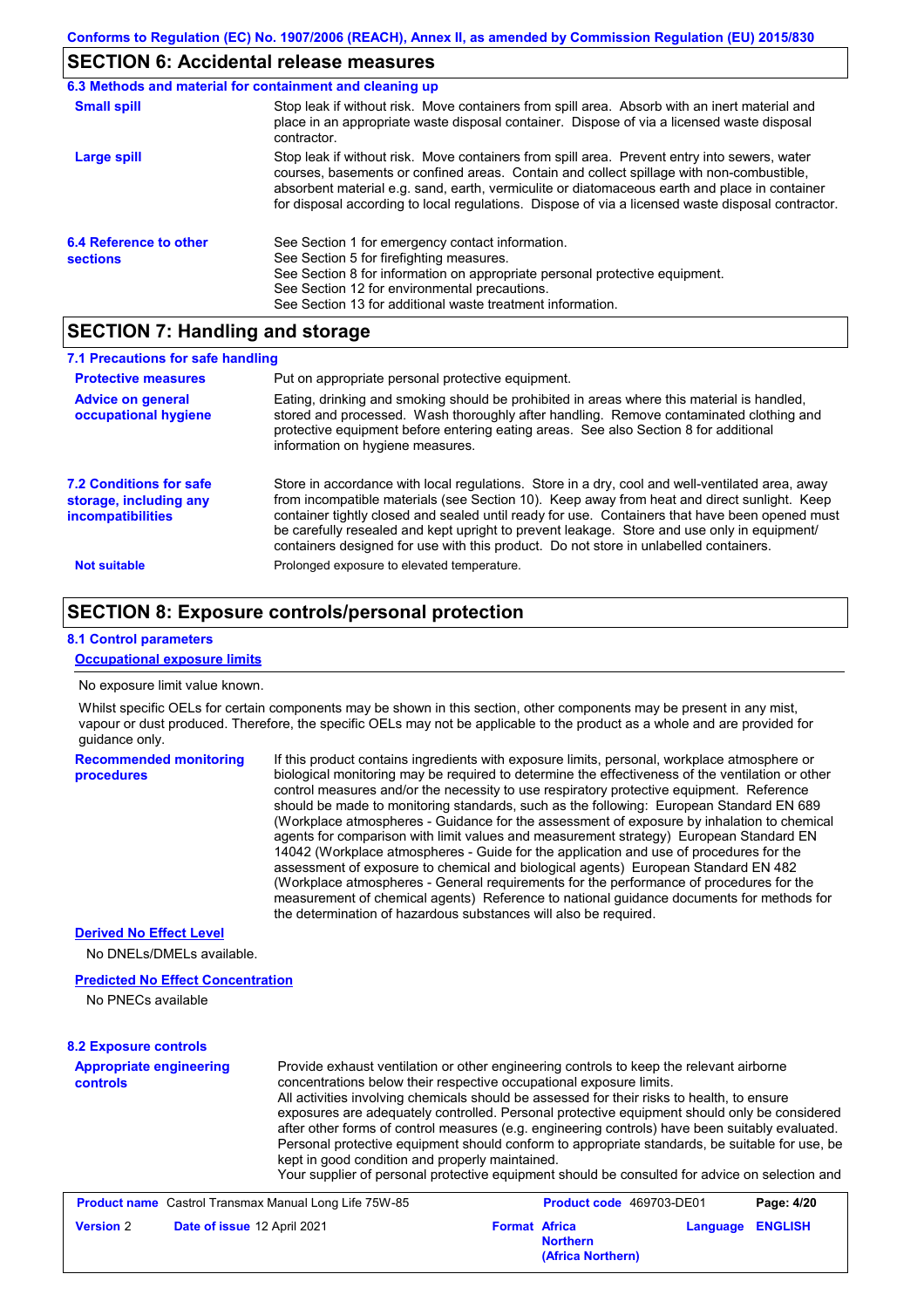## SECTION 6: Accidental release measures

### 6.3 Methods and material for containment and cleaning up

**Small spill**

Stop leak if without risk. Move containers from spill area. Absorb with an inert material and place in an appropriate waste disposal container. Dispose of via a licensed waste disposal contractor.

**Large spill**

Stop leak if without risk. Move containers from spill area. Prevent entry into sewers, water courses, basements or confined areas. Contain and collect spillage with non-combustible, absorbent material e.g. sand, earth, vermiculite or diatomaceous earth and place in container for disposal according to local regulations. Dispose of via a licensed waste disposal contractor.

### 6.4 Reference to other sections

See Section 1 for emergency contact information.
See Section 5 for firefighting measures.
See Section 8 for information on appropriate personal protective equipment.
See Section 12 for environmental precautions.
See Section 13 for additional waste treatment information.

## SECTION 7: Handling and storage

### 7.1 Precautions for safe handling

**Protective measures**

Put on appropriate personal protective equipment.

**Advice on general occupational hygiene**

Eating, drinking and smoking should be prohibited in areas where this material is handled, stored and processed. Wash thoroughly after handling. Remove contaminated clothing and protective equipment before entering eating areas. See also Section 8 for additional information on hygiene measures.

### 7.2 Conditions for safe storage, including any incompatibilities

Store in accordance with local regulations. Store in a dry, cool and well-ventilated area, away from incompatible materials (see Section 10). Keep away from heat and direct sunlight. Keep container tightly closed and sealed until ready for use. Containers that have been opened must be carefully resealed and kept upright to prevent leakage. Store and use only in equipment/ containers designed for use with this product. Do not store in unlabelled containers.

**Not suitable**

Prolonged exposure to elevated temperature.

## SECTION 8: Exposure controls/personal protection

### 8.1 Control parameters

**Occupational exposure limits**

No exposure limit value known.

Whilst specific OELs for certain components may be shown in this section, other components may be present in any mist, vapour or dust produced. Therefore, the specific OELs may not be applicable to the product as a whole and are provided for guidance only.

**Recommended monitoring procedures**

If this product contains ingredients with exposure limits, personal, workplace atmosphere or biological monitoring may be required to determine the effectiveness of the ventilation or other control measures and/or the necessity to use respiratory protective equipment. Reference should be made to monitoring standards, such as the following: European Standard EN 689 (Workplace atmospheres - Guidance for the assessment of exposure by inhalation to chemical agents for comparison with limit values and measurement strategy) European Standard EN 14042 (Workplace atmospheres - Guide for the application and use of procedures for the assessment of exposure to chemical and biological agents) European Standard EN 482 (Workplace atmospheres - General requirements for the performance of procedures for the measurement of chemical agents) Reference to national guidance documents for methods for the determination of hazardous substances will also be required.

**Derived No Effect Level**

No DNELs/DMELs available.

**Predicted No Effect Concentration**

No PNECs available

### 8.2 Exposure controls

**Appropriate engineering controls**

Provide exhaust ventilation or other engineering controls to keep the relevant airborne concentrations below their respective occupational exposure limits.
All activities involving chemicals should be assessed for their risks to health, to ensure exposures are adequately controlled. Personal protective equipment should only be considered after other forms of control measures (e.g. engineering controls) have been suitably evaluated. Personal protective equipment should conform to appropriate standards, be suitable for use, be kept in good condition and properly maintained.
Your supplier of personal protective equipment should be consulted for advice on selection and

| Product name | Castrol Transmax Manual Long Life 75W-85 | Product code | 469703-DE01 | Page: 4/20 |
|---|---|---|---|---|
| Version 2 | Date of issue 12 April 2021 | Format Africa Northern (Africa Northern) | Language ENGLISH | |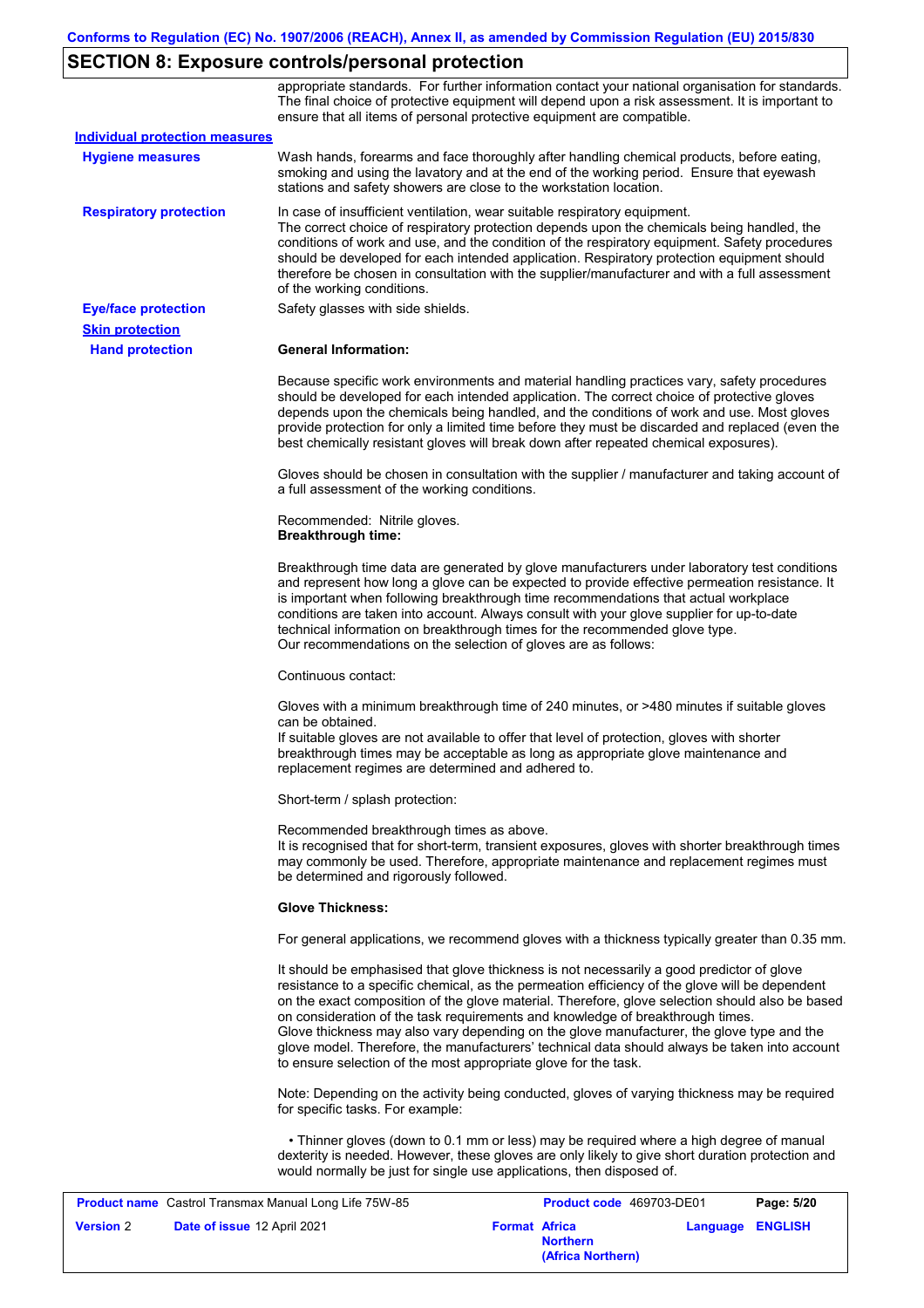## SECTION 8: Exposure controls/personal protection

appropriate standards. For further information contact your national organisation for standards. The final choice of protective equipment will depend upon a risk assessment. It is important to ensure that all items of personal protective equipment are compatible.

**Individual protection measures**

**Hygiene measures**

Wash hands, forearms and face thoroughly after handling chemical products, before eating, smoking and using the lavatory and at the end of the working period. Ensure that eyewash stations and safety showers are close to the workstation location.

**Respiratory protection**

In case of insufficient ventilation, wear suitable respiratory equipment.
The correct choice of respiratory protection depends upon the chemicals being handled, the conditions of work and use, and the condition of the respiratory equipment. Safety procedures should be developed for each intended application. Respiratory protection equipment should therefore be chosen in consultation with the supplier/manufacturer and with a full assessment of the working conditions.

**Eye/face protection**

Safety glasses with side shields.

**Skin protection**

**Hand protection**

**General Information:**

Because specific work environments and material handling practices vary, safety procedures should be developed for each intended application. The correct choice of protective gloves depends upon the chemicals being handled, and the conditions of work and use. Most gloves provide protection for only a limited time before they must be discarded and replaced (even the best chemically resistant gloves will break down after repeated chemical exposures).

Gloves should be chosen in consultation with the supplier / manufacturer and taking account of a full assessment of the working conditions.

Recommended: Nitrile gloves.
**Breakthrough time:**

Breakthrough time data are generated by glove manufacturers under laboratory test conditions and represent how long a glove can be expected to provide effective permeation resistance. It is important when following breakthrough time recommendations that actual workplace conditions are taken into account. Always consult with your glove supplier for up-to-date technical information on breakthrough times for the recommended glove type.
Our recommendations on the selection of gloves are as follows:

Continuous contact:

Gloves with a minimum breakthrough time of 240 minutes, or >480 minutes if suitable gloves can be obtained.
If suitable gloves are not available to offer that level of protection, gloves with shorter breakthrough times may be acceptable as long as appropriate glove maintenance and replacement regimes are determined and adhered to.

Short-term / splash protection:

Recommended breakthrough times as above.
It is recognised that for short-term, transient exposures, gloves with shorter breakthrough times may commonly be used. Therefore, appropriate maintenance and replacement regimes must be determined and rigorously followed.

**Glove Thickness:**

For general applications, we recommend gloves with a thickness typically greater than 0.35 mm.

It should be emphasised that glove thickness is not necessarily a good predictor of glove resistance to a specific chemical, as the permeation efficiency of the glove will be dependent on the exact composition of the glove material. Therefore, glove selection should also be based on consideration of the task requirements and knowledge of breakthrough times.
Glove thickness may also vary depending on the glove manufacturer, the glove type and the glove model. Therefore, the manufacturers' technical data should always be taken into account to ensure selection of the most appropriate glove for the task.

Note: Depending on the activity being conducted, gloves of varying thickness may be required for specific tasks. For example:

- Thinner gloves (down to 0.1 mm or less) may be required where a high degree of manual dexterity is needed. However, these gloves are only likely to give short duration protection and would normally be just for single use applications, then disposed of.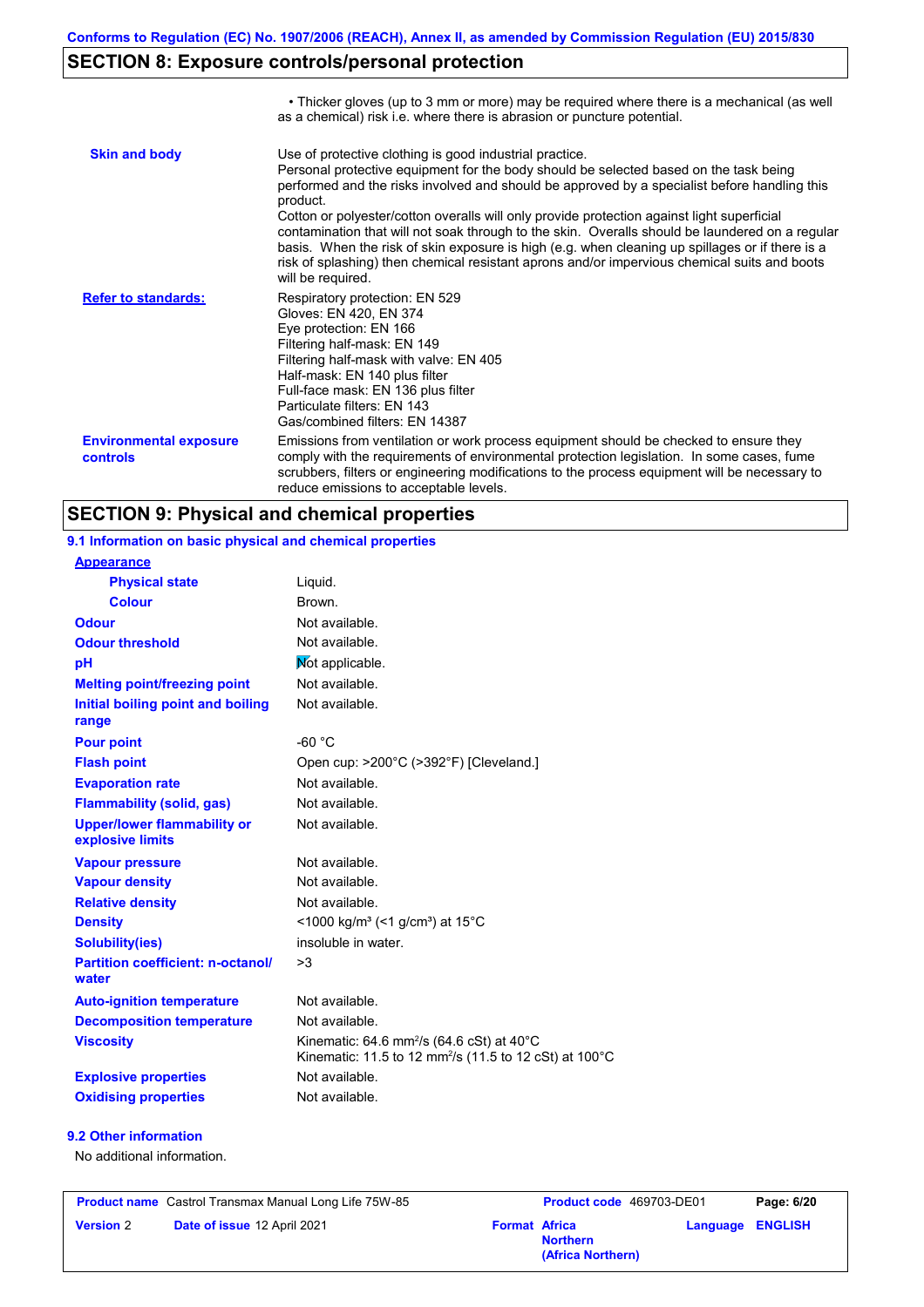## SECTION 8: Exposure controls/personal protection

| | |
|---|---|
| | • Thicker gloves (up to 3 mm or more) may be required where there is a mechanical (as well as a chemical) risk i.e. where there is abrasion or puncture potential. |
| **Skin and body** | Use of protective clothing is good industrial practice. Personal protective equipment for the body should be selected based on the task being performed and the risks involved and should be approved by a specialist before handling this product. Cotton or polyester/cotton overalls will only provide protection against light superficial contamination that will not soak through to the skin. Overalls should be laundered on a regular basis. When the risk of skin exposure is high (e.g. when cleaning up spillages or if there is a risk of splashing) then chemical resistant aprons and/or impervious chemical suits and boots will be required. |
| **Refer to standards:** | Respiratory protection: EN 529<br>Gloves: EN 420, EN 374<br>Eye protection: EN 166<br>Filtering half-mask: EN 149<br>Filtering half-mask with valve: EN 405<br>Half-mask: EN 140 plus filter<br>Full-face mask: EN 136 plus filter<br>Particulate filters: EN 143<br>Gas/combined filters: EN 14387 |
| **Environmental exposure controls** | Emissions from ventilation or work process equipment should be checked to ensure they comply with the requirements of environmental protection legislation. In some cases, fume scrubbers, filters or engineering modifications to the process equipment will be necessary to reduce emissions to acceptable levels. |

## SECTION 9: Physical and chemical properties

### 9.1 Information on basic physical and chemical properties

| | |
|---|---|
| **Appearance** | |
| **Physical state** | Liquid. |
| **Colour** | Brown. |
| **Odour** | Not available. |
| **Odour threshold** | Not available. |
| **pH** | Not applicable. |
| **Melting point/freezing point** | Not available. |
| **Initial boiling point and boiling range** | Not available. |
| **Pour point** | -60 °C |
| **Flash point** | Open cup: >200°C (>392°F) [Cleveland.] |
| **Evaporation rate** | Not available. |
| **Flammability (solid, gas)** | Not available. |
| **Upper/lower flammability or explosive limits** | Not available. |
| **Vapour pressure** | Not available. |
| **Vapour density** | Not available. |
| **Relative density** | Not available. |
| **Density** | <1000 kg/m³ (<1 g/cm³) at 15°C |
| **Solubility(ies)** | insoluble in water. |
| **Partition coefficient: n-octanol/water** | >3 |
| **Auto-ignition temperature** | Not available. |
| **Decomposition temperature** | Not available. |
| **Viscosity** | Kinematic: 64.6 mm²/s (64.6 cSt) at 40°C<br>Kinematic: 11.5 to 12 mm²/s (11.5 to 12 cSt) at 100°C |
| **Explosive properties** | Not available. |
| **Oxidising properties** | Not available. |

### 9.2 Other information

No additional information.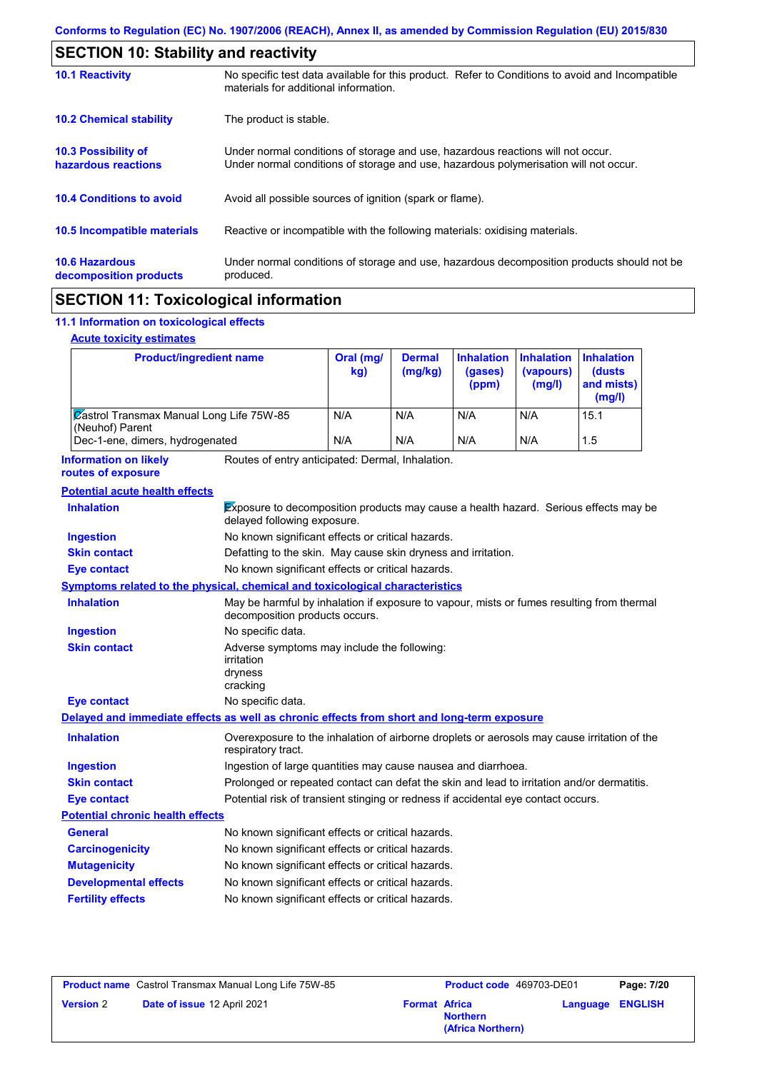Conforms to Regulation (EC) No. 1907/2006 (REACH), Annex II, as amended by Commission Regulation (EU) 2015/830

## SECTION 10: Stability and reactivity

| | |
|---|---|
| **10.1 Reactivity** | No specific test data available for this product. Refer to Conditions to avoid and Incompatible materials for additional information. |
| **10.2 Chemical stability** | The product is stable. |
| **10.3 Possibility of hazardous reactions** | Under normal conditions of storage and use, hazardous reactions will not occur. Under normal conditions of storage and use, hazardous polymerisation will not occur. |
| **10.4 Conditions to avoid** | Avoid all possible sources of ignition (spark or flame). |
| **10.5 Incompatible materials** | Reactive or incompatible with the following materials: oxidising materials. |
| **10.6 Hazardous decomposition products** | Under normal conditions of storage and use, hazardous decomposition products should not be produced. |

## SECTION 11: Toxicological information

### 11.1 Information on toxicological effects

**Acute toxicity estimates**

| Product/ingredient name | Oral (mg/kg) | Dermal (mg/kg) | Inhalation (gases) (ppm) | Inhalation (vapours) (mg/l) | Inhalation (dusts and mists) (mg/l) |
|---|---|---|---|---|---|
| Castrol Transmax Manual Long Life 75W-85 (Neuhof) Parent | N/A | N/A | N/A | N/A | 15.1 |
| Dec-1-ene, dimers, hydrogenated | N/A | N/A | N/A | N/A | 1.5 |

**Information on likely routes of exposure**: Routes of entry anticipated: Dermal, Inhalation.

**Potential acute health effects**

- **Inhalation**: Exposure to decomposition products may cause a health hazard. Serious effects may be delayed following exposure.
- **Ingestion**: No known significant effects or critical hazards.
- **Skin contact**: Defatting to the skin. May cause skin dryness and irritation.
- **Eye contact**: No known significant effects or critical hazards.

**Symptoms related to the physical, chemical and toxicological characteristics**

- **Inhalation**: May be harmful by inhalation if exposure to vapour, mists or fumes resulting from thermal decomposition products occurs.
- **Ingestion**: No specific data.
- **Skin contact**: Adverse symptoms may include the following:
  irritation
  dryness
  cracking
- **Eye contact**: No specific data.

**Delayed and immediate effects as well as chronic effects from short and long-term exposure**

- **Inhalation**: Overexposure to the inhalation of airborne droplets or aerosols may cause irritation of the respiratory tract.
- **Ingestion**: Ingestion of large quantities may cause nausea and diarrhoea.
- **Skin contact**: Prolonged or repeated contact can defat the skin and lead to irritation and/or dermatitis.
- **Eye contact**: Potential risk of transient stinging or redness if accidental eye contact occurs.

**Potential chronic health effects**

- **General**: No known significant effects or critical hazards.
- **Carcinogenicity**: No known significant effects or critical hazards.
- **Mutagenicity**: No known significant effects or critical hazards.
- **Developmental effects**: No known significant effects or critical hazards.
- **Fertility effects**: No known significant effects or critical hazards.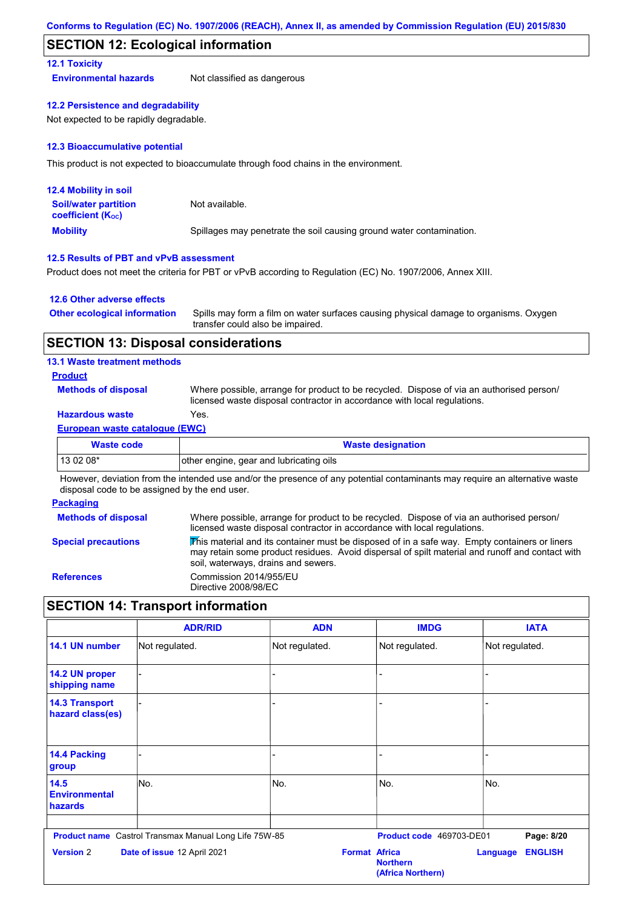## SECTION 12: Ecological information

### 12.1 Toxicity

**Environmental hazards** Not classified as dangerous

### 12.2 Persistence and degradability

Not expected to be rapidly degradable.

### 12.3 Bioaccumulative potential

This product is not expected to bioaccumulate through food chains in the environment.

### 12.4 Mobility in soil

**Soil/water partition coefficient ($K_{OC}$)** Not available.

**Mobility** Spillages may penetrate the soil causing ground water contamination.

### 12.5 Results of PBT and vPvB assessment

Product does not meet the criteria for PBT or vPvB according to Regulation (EC) No. 1907/2006, Annex XIII.

### 12.6 Other adverse effects

**Other ecological information** Spills may form a film on water surfaces causing physical damage to organisms. Oxygen transfer could also be impaired.

## SECTION 13: Disposal considerations

### 13.1 Waste treatment methods

**Product**

**Methods of disposal** Where possible, arrange for product to be recycled. Dispose of via an authorised person/ licensed waste disposal contractor in accordance with local regulations.

**Hazardous waste** Yes.

**European waste catalogue (EWC)**

| Waste code | Waste designation |
|---|---|
| 13 02 08* | other engine, gear and lubricating oils |

However, deviation from the intended use and/or the presence of any potential contaminants may require an alternative waste disposal code to be assigned by the end user.

**Packaging**

**Methods of disposal** Where possible, arrange for product to be recycled. Dispose of via an authorised person/ licensed waste disposal contractor in accordance with local regulations.

**Special precautions** This material and its container must be disposed of in a safe way. Empty containers or liners may retain some product residues. Avoid dispersal of spilt material and runoff and contact with soil, waterways, drains and sewers.

**References** Commission 2014/955/EU
Directive 2008/98/EC

## SECTION 14: Transport information

| | ADR/RID | ADN | IMDG | IATA |
|---|---|---|---|---|
| 14.1 UN number | Not regulated. | Not regulated. | Not regulated. | Not regulated. |
| 14.2 UN proper shipping name | - | - | - | - |
| 14.3 Transport hazard class(es) | - | - | - | - |
| 14.4 Packing group | - | - | - | - |
| 14.5 Environmental hazards | No. | No. | No. | No. |

**Product name** Castrol Transmax Manual Long Life 75W-85 **Product code** 469703-DE01

**Version** 2 **Date of issue** 12 April 2021 **Format** Africa Northern (Africa Northern) **Language** ENGLISH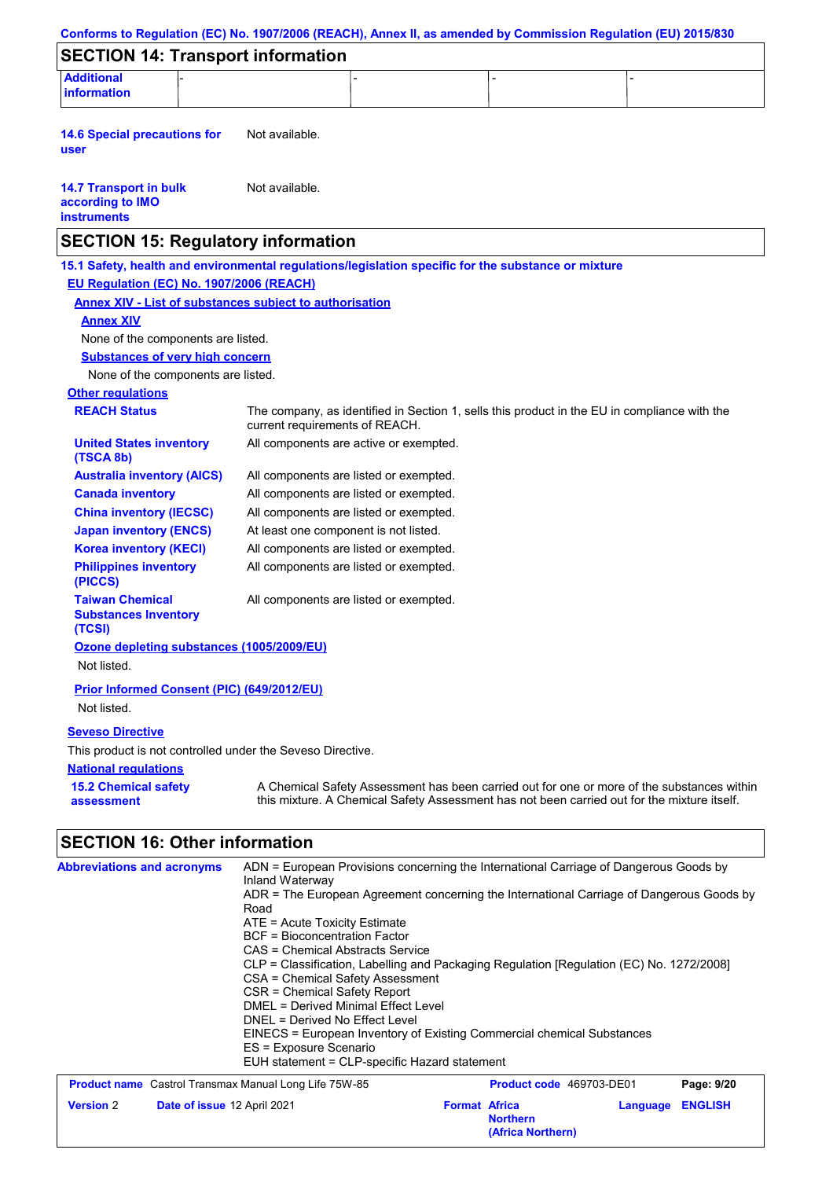## SECTION 14: Transport information

| Additional information | - | - | - | - |
|---|---|---|---|---|

**14.6 Special precautions for user** Not available.

**14.7 Transport in bulk according to IMO instruments** Not available.

## SECTION 15: Regulatory information

**15.1 Safety, health and environmental regulations/legislation specific for the substance or mixture**

**EU Regulation (EC) No. 1907/2006 (REACH)**

**Annex XIV - List of substances subject to authorisation**

**Annex XIV**

None of the components are listed.

**Substances of very high concern**

None of the components are listed.

**Other regulations**

| | |
|---|---|
| **REACH Status** | The company, as identified in Section 1, sells this product in the EU in compliance with the current requirements of REACH. |
| **United States inventory (TSCA 8b)** | All components are active or exempted. |
| **Australia inventory (AICS)** | All components are listed or exempted. |
| **Canada inventory** | All components are listed or exempted. |
| **China inventory (IECSC)** | All components are listed or exempted. |
| **Japan inventory (ENCS)** | At least one component is not listed. |
| **Korea inventory (KECI)** | All components are listed or exempted. |
| **Philippines inventory (PICCS)** | All components are listed or exempted. |
| **Taiwan Chemical Substances Inventory (TCSI)** | All components are listed or exempted. |

**Ozone depleting substances (1005/2009/EU)**

Not listed.

**Prior Informed Consent (PIC) (649/2012/EU)**

Not listed.

**Seveso Directive**

This product is not controlled under the Seveso Directive.

**National regulations**

**15.2 Chemical safety assessment** A Chemical Safety Assessment has been carried out for one or more of the substances within this mixture. A Chemical Safety Assessment has not been carried out for the mixture itself.

## SECTION 16: Other information

**Abbreviations and acronyms**

ADN = European Provisions concerning the International Carriage of Dangerous Goods by Inland Waterway
ADR = The European Agreement concerning the International Carriage of Dangerous Goods by Road
ATE = Acute Toxicity Estimate
BCF = Bioconcentration Factor
CAS = Chemical Abstracts Service
CLP = Classification, Labelling and Packaging Regulation [Regulation (EC) No. 1272/2008]
CSA = Chemical Safety Assessment
CSR = Chemical Safety Report
DMEL = Derived Minimal Effect Level
DNEL = Derived No Effect Level
EINECS = European Inventory of Existing Commercial chemical Substances
ES = Exposure Scenario
EUH statement = CLP-specific Hazard statement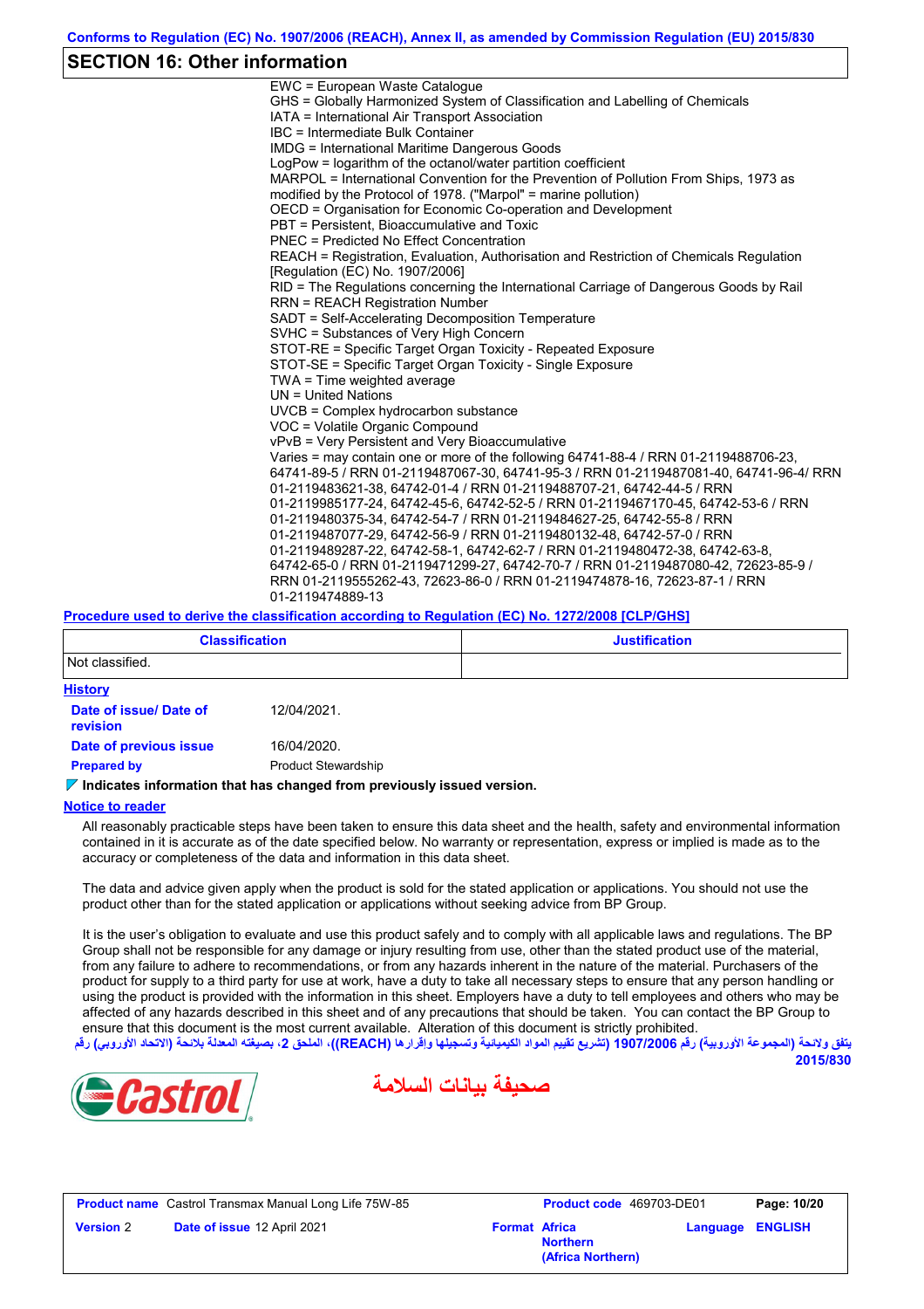## SECTION 16: Other information

EWC = European Waste Catalogue
GHS = Globally Harmonized System of Classification and Labelling of Chemicals
IATA = International Air Transport Association
IBC = Intermediate Bulk Container
IMDG = International Maritime Dangerous Goods
LogPow = logarithm of the octanol/water partition coefficient
MARPOL = International Convention for the Prevention of Pollution From Ships, 1973 as modified by the Protocol of 1978. ("Marpol" = marine pollution)
OECD = Organisation for Economic Co-operation and Development
PBT = Persistent, Bioaccumulative and Toxic
PNEC = Predicted No Effect Concentration
REACH = Registration, Evaluation, Authorisation and Restriction of Chemicals Regulation [Regulation (EC) No. 1907/2006]
RID = The Regulations concerning the International Carriage of Dangerous Goods by Rail
RRN = REACH Registration Number
SADT = Self-Accelerating Decomposition Temperature
SVHC = Substances of Very High Concern
STOT-RE = Specific Target Organ Toxicity - Repeated Exposure
STOT-SE = Specific Target Organ Toxicity - Single Exposure
TWA = Time weighted average
UN = United Nations
UVCB = Complex hydrocarbon substance
VOC = Volatile Organic Compound
vPvB = Very Persistent and Very Bioaccumulative
Varies = may contain one or more of the following 64741-88-4 / RRN 01-2119488706-23, 64741-89-5 / RRN 01-2119487067-30, 64741-95-3 / RRN 01-2119487081-40, 64741-96-4/ RRN 01-2119483621-38, 64742-01-4 / RRN 01-2119488707-21, 64742-44-5 / RRN 01-2119985177-24, 64742-45-6, 64742-52-5 / RRN 01-2119467170-45, 64742-53-6 / RRN 01-2119480375-34, 64742-54-7 / RRN 01-2119484627-25, 64742-55-8 / RRN 01-2119487077-29, 64742-56-9 / RRN 01-2119480132-48, 64742-57-0 / RRN 01-2119489287-22, 64742-58-1, 64742-62-7 / RRN 01-2119480472-38, 64742-63-8, 64742-65-0 / RRN 01-2119471299-27, 64742-70-7 / RRN 01-2119487080-42, 72623-85-9 / RRN 01-2119555262-43, 72623-86-0 / RRN 01-2119474878-16, 72623-87-1 / RRN 01-2119474889-13

### Procedure used to derive the classification according to Regulation (EC) No. 1272/2008 [CLP/GHS]

| Classification | Justification |
|---|---|
| Not classified. | |

### History

**Date of issue/ Date of revision** 12/04/2021.

**Date of previous issue** 16/04/2020.

**Prepared by** Product Stewardship

**Indicates information that has changed from previously issued version.**

### Notice to reader

All reasonably practicable steps have been taken to ensure this data sheet and the health, safety and environmental information contained in it is accurate as of the date specified below. No warranty or representation, express or implied is made as to the accuracy or completeness of the data and information in this data sheet.

The data and advice given apply when the product is sold for the stated application or applications. You should not use the product other than for the stated application or applications without seeking advice from BP Group.

It is the user's obligation to evaluate and use this product safely and to comply with all applicable laws and regulations. The BP Group shall not be responsible for any damage or injury resulting from use, other than the stated product use of the material, from any failure to adhere to recommendations, or from any hazards inherent in the nature of the material. Purchasers of the product for supply to a third party for use at work, have a duty to take all necessary steps to ensure that any person handling or using the product is provided with the information in this sheet. Employers have a duty to tell employees and others who may be affected of any hazards described in this sheet and of any precautions that should be taken. You can contact the BP Group to ensure that this document is the most current available. Alteration of this document is strictly prohibited.

يتفق ولائحة (المجموعة الأوروبية) رقم 1907/2006 (تشريع تقييم المواد الكيميائية وتسجيلها وإقرارها (REACH))، الملحق 2، بصيغته المعدلة بلائحة (الاتحاد الأوروبي) رقم 2015/830

صحيفة بيانات السلامة

| Product name | Castrol Transmax Manual Long Life 75W-85 | Product code | 469703-DE01 |
|---|---|---|---|
| Version | 2 | Date of issue | 12 April 2021 |
| Format | Africa Northern (Africa Northern) | Language | ENGLISH |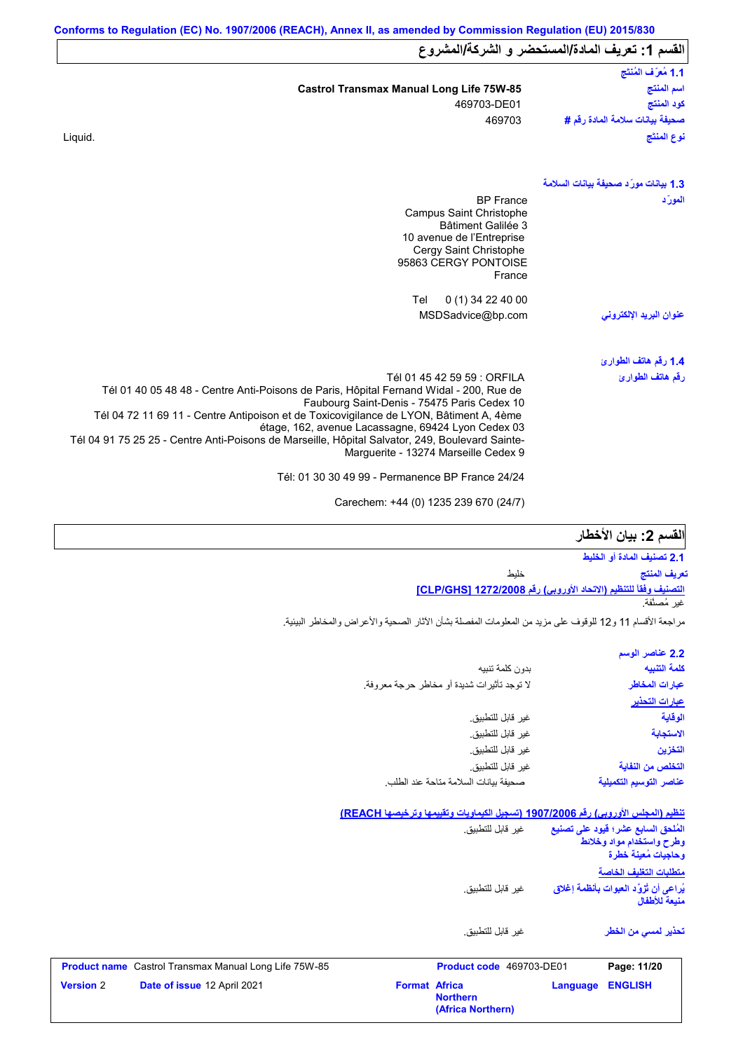Conforms to Regulation (EC) No. 1907/2006 (REACH), Annex II, as amended by Commission Regulation (EU) 2015/830

## القسم 1: تعريف المادة/المستحضر و الشركة/المشروع

### 1.1 مُعرِّف المُنتَج

| | |
|---|---|
| اسم المنتج | Castrol Transmax Manual Long Life 75W-85 |
| كود المنتج | 469703-DE01 |
| صحيفة بيانات سلامة المادة رقم # | 469703 |
| نوع المنتج | Liquid. |

### 1.3 بيانات مورّد صحيفة بيانات السلامة

المورّد

BP France
Campus Saint Christophe
Bâtiment Galilée 3
10 avenue de l'Entreprise
Cergy Saint Christophe
95863 CERGY PONTOISE
France

Tel 0 (1) 34 22 40 00

عنوان البريد الإلكتروني: MSDSadvice@bp.com

### 1.4 رقم هاتف الطوارئ

رقم هاتف الطوارئ

Tél 01 45 42 59 59 : ORFILA
Tél 01 40 05 48 48 - Centre Anti-Poisons de Paris, Hôpital Fernand Widal - 200, Rue de Faubourg Saint-Denis - 75475 Paris Cedex 10
Tél 04 72 11 69 11 - Centre Antipoison et de Toxicovigilance de LYON, Bâtiment A, 4ème étage, 162, avenue Lacassagne, 69424 Lyon Cedex 03
Tél 04 91 75 25 25 - Centre Anti-Poisons de Marseille, Hôpital Salvator, 249, Boulevard Sainte-Marguerite - 13274 Marseille Cedex 9

Tél: 01 30 30 49 99 - Permanence BP France 24/24

Carechem: +44 (0) 1235 239 670 (24/7)

## القسم 2: بيان الأخطار

### 2.1 تصنيف المادة أو الخليط

تعريف المنتج: خليط

التصنيف وفقاً للتنظيم (الاتحاد الأوروبي) رقم 1272/2008 [CLP/GHS]

غير مُصنَّفة.

مراجعة الأقسام 11 و12 للوقوف على مزيد من المعلومات المفصلة بشأن الآثار الصحية والأعراض والمخاطر البيئية.

### 2.2 عناصر الوسم

| | |
|---|---|
| كلمة التنبيه | بدون كلمة تنبيه |
| عبارات المخاطر | لا توجد تأثيرات شديدة أو مخاطر حرجة معروفة. |

عبارات التحذير

| | |
|---|---|
| الوقاية | غير قابل للتطبيق. |
| الاستجابة | غير قابل للتطبيق. |
| التخزين | غير قابل للتطبيق. |
| التخلص من النفاية | غير قابل للتطبيق. |
| عناصر التوسيم التكميلية | صحيفة بيانات السلامة متاحة عند الطلب. |

تنظيم (المجلس الأوروبي) رقم 1907/2006 (تسجيل الكيماويات وتقييمها وترخيصها REACH)

| | |
|---|---|
| المُلحق السابع عشر؛ قيود على تصنيع وطرح واستخدام مواد وخلائط وحاجيات مُعينة خطرة | غير قابل للتطبيق. |

متطلبات التغليف الخاصة

| | |
|---|---|
| يُراعى أن تُزوَّد العبوات بأنظمة إغلاق منيعة للأطفال | غير قابل للتطبيق. |
| تحذير لمسي من الخطر | غير قابل للتطبيق. |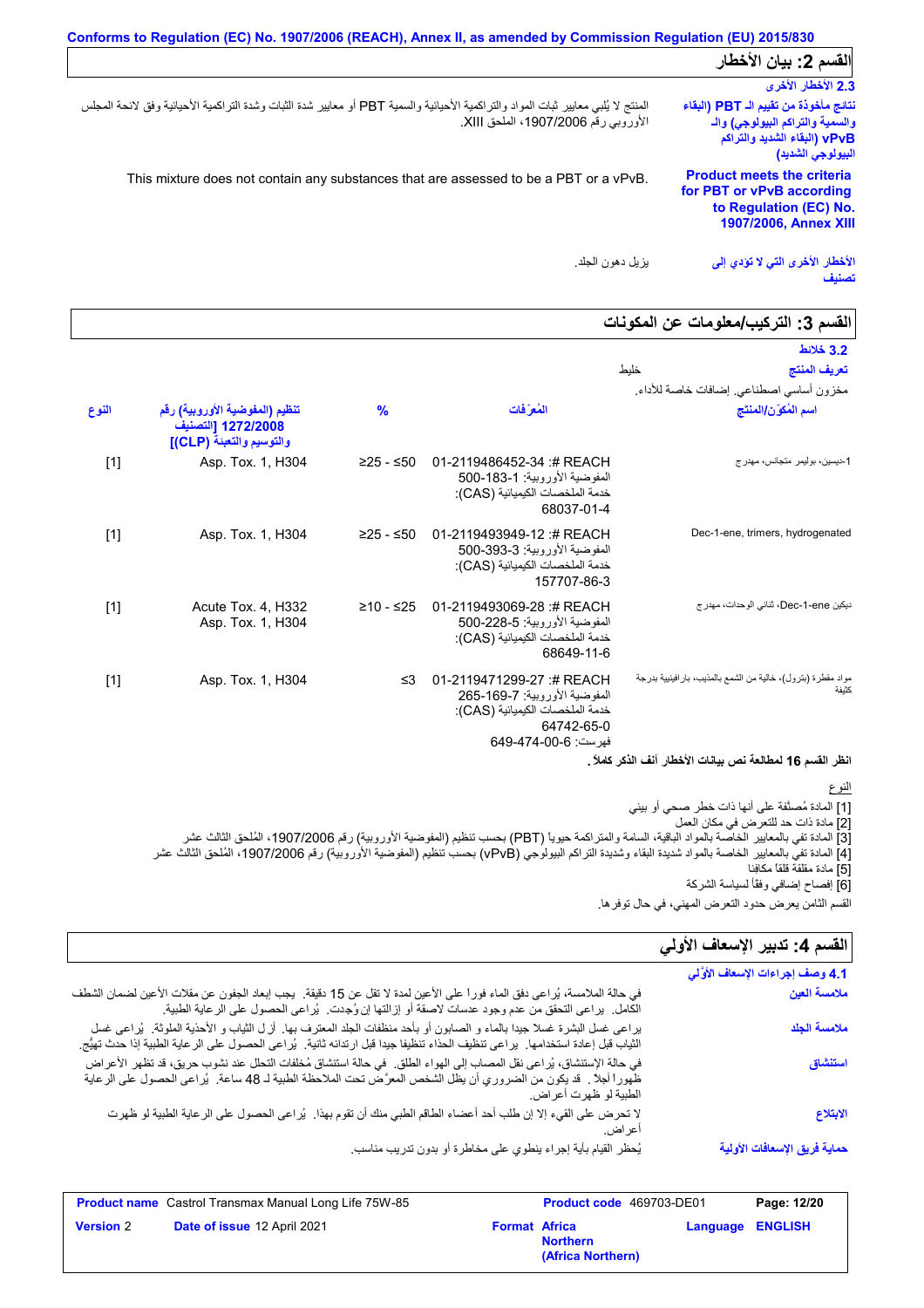Conforms to Regulation (EC) No. 1907/2006 (REACH), Annex II, as amended by Commission Regulation (EU) 2015/830

## القسم 2: بيان الأخطار

### 2.3 الأخطار الأخرى

**نتائج مأخوذة من تقييم الـ PBT (البقاء والسمية والتراكم البيولوجي) والـ vPvB (البقاء الشديد والتراكم البيولوجي الشديد)**
المنتج لا يُلبي معايير ثبات المواد والتراكمية الأحيائية والسمية PBT أو معايير شدة الثبات وشدة التراكمية الأحيائية وفق لائحة المجلس الأوروبي رقم 1907/2006، الملحق XIII.

**Product meets the criteria for PBT or vPvB according to Regulation (EC) No. 1907/2006, Annex XIII**
This mixture does not contain any substances that are assessed to be a PBT or a vPvB.

**الأخطار الأخرى التي لا تودي إلى تصنيف**
يزيل دهون الجلد.

## القسم 3: التركيب/معلومات عن المكونات

### 3.2 خلائط

**تعريف المنتج** خليط

مخزون أساسي اصطناعي. إضافات خاصة للأداء.

| اسم المُكوِّن/المنتج | المُعرِّفات | % | تنظيم (المفوضية الأوروبية) رقم 1272/2008 [التصنيف والتوسيم والتعبئة (CLP)] | النوع |
|---|---|---|---|---|
| 1-ديسين، بوليمر متجانس، مهدرج | REACH #: 01-2119486452-34 المفوضية الأوروبية: 500-183-1 خدمة الملخصات الكيميائية (CAS): 68037-01-4 | ≥25 - ≤50 | Asp. Tox. 1, H304 | [1] |
| Dec-1-ene, trimers, hydrogenated | REACH #: 01-2119493949-12 المفوضية الأوروبية: 500-393-3 خدمة الملخصات الكيميائية (CAS): 157707-86-3 | ≥25 - ≤50 | Asp. Tox. 1, H304 | [1] |
| ديكين Dec-1-ene، ثنائي الوحدات، مهدرج | REACH #: 01-2119493069-28 المفوضية الأوروبية: 500-228-5 خدمة الملخصات الكيميائية (CAS): 68649-11-6 | ≥10 - ≤25 | Acute Tox. 4, H332 Asp. Tox. 1, H304 | [1] |
| مواد مقطرة (بترول)، خالية من الشمع بالمذيب، بارافينية بدرجة كثيفة | REACH #: 01-2119471299-27 المفوضية الأوروبية: 265-169-7 خدمة الملخصات الكيميائية (CAS): 64742-65-0 فهرست: 649-474-00-6 | ≤3 | Asp. Tox. 1, H304 | [1] |

**انظر القسم 16 لمطالعة نص بيانات الأخطار آنف الذكر كاملاً .**

النوع

[1] المادة مُصنَّفة على أنها ذات خطر صحي أو بيئي
[2] مادة ذات حد للتعرض في مكان العمل
[3] المادة تفي بالمعايير الخاصة بالمواد الباقية، السامة والمتراكمة حيويا (PBT) بحسب تنظيم (المفوضية الأوروبية) رقم 1907/2006، المُلحق الثالث عشر
[4] المادة تفي بالمعايير الخاصة بالمواد شديدة البقاء وشديدة التراكم البيولوجي (vPvB) بحسب تنظيم (المفوضية الأوروبية) رقم 1907/2006، المُلحق الثالث عشر
[5] مادة مقلقة قلقاً مكافئاً
[6] إفصاح إضافي وفقاً لسياسة الشركة

القسم الثامن يعرض حدود التعرض المهني، في حال توفرها.

## القسم 4: تدبير الإسعاف الأولي

### 4.1 وصف إجراءات الإسعاف الأوَّلي

**ملامسة العين**
في حالة الملامسة، يُراعى دفق الماء فورا على الأعين لمدة لا تقل عن 15 دقيقة. يجب إبعاد الجفون عن مقلات الأعين لضمان الشطف الكامل. يراعى التحقق من عدم وجود عدسات لاصقة أو إزالتها إن وُجِدت. يُراعى الحصول على الرعاية الطبية.

**ملامسة الجلد**
يراعى غسل البشرة غسلا جيدا بالماء و الصابون أو بأحد منظفات الجلد المعترف بها. أزل الثياب و الأحذية الملوثة. يُراعى غسل الثياب قبل إعادة استخدامها. يراعى تنظيف الحذاء تنظيفا جيدا قبل ارتدائه ثانية. يُراعى الحصول على الرعاية الطبية إذا حدث تهيُّج.

**استنشاق**
في حالة الإستنشاق، يُراعى نقل المصاب إلى الهواء الطلق. في حالة استنشاق مُخلفات التحلل عند نشوب حريق، قد تظهر الأعراض ظهورا آجلا . قد يكون من الضروري أن يظل الشخص المعرَّض تحت الملاحظة الطبية لـ 48 ساعة. يُراعى الحصول على الرعاية الطبية لو ظهرت أعراض.

**الابتلاع**
لا تحرض على القيء إلا إن طلب أحد أعضاء الطاقم الطبي منك أن تقوم بهذا. يُراعى الحصول على الرعاية الطبية لو ظهرت أعراض.

**حماية فريق الإسعافات الأولية**
يُحظر القيام بأية إجراء ينطوي على مخاطرة أو بدون تدريب مناسب.

| **Product name** Castrol Transmax Manual Long Life 75W-85 | **Product code** 469703-DE01 | **Page:** 12/20 |
|---|---|---|
| **Version** 2 **Date of issue** 12 April 2021 | **Format** Africa Northern (Africa Northern) | **Language** ENGLISH |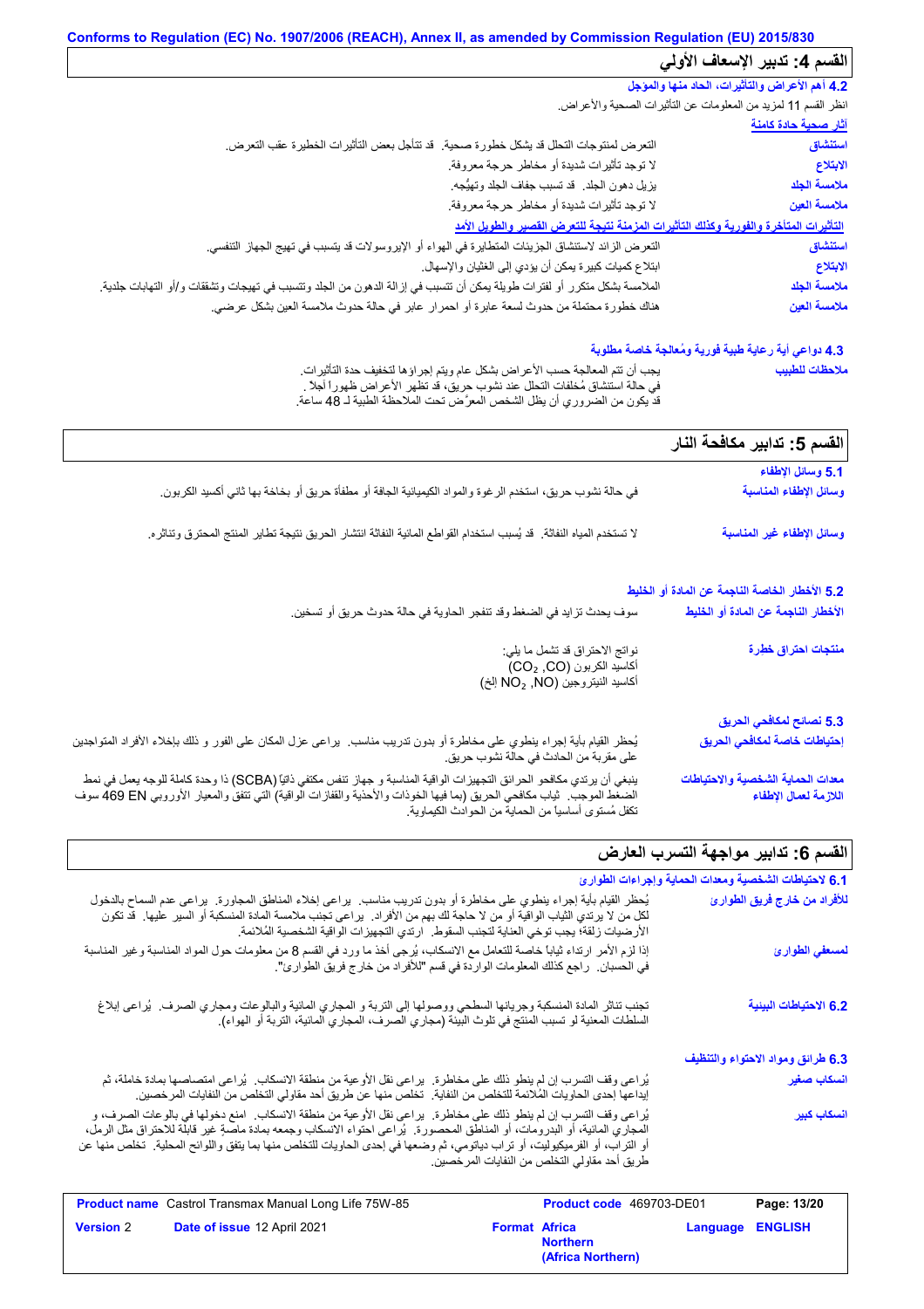## القسم 4: تدبير الإسعاف الأولي

### 4.2 أهم الأعراض والتأثيرات، الحاد منها والمؤجل

انظر القسم 11 لمزيد من المعلومات عن التأثيرات الصحية والأعراض.

**آثار صحية حادة كامنة**

| | |
|---|---|
| **استنشاق** | التعرض لمنتوجات التحلل قد يشكل خطورة صحية. قد تتأجل بعض التأثيرات الخطيرة عقب التعرض. |
| **الابتلاع** | لا توجد تأثيرات شديدة أو مخاطر حرجة معروفة. |
| **ملامسة الجلد** | يزيل دهون الجلد. قد تسبب جفاف الجلد وتهيُّجه. |
| **ملامسة العين** | لا توجد تأثيرات شديدة أو مخاطر حرجة معروفة. |

**التأثيرات المتأخرة والفورية وكذلك التأثيرات المزمنة نتيجة للتعرض القصير والطويل الأمد**

| | |
|---|---|
| **استنشاق** | التعرض الزائد لاستنشاق الجزيئات المتطايرة في الهواء أو الإيروسولات قد يتسبب في تهيج الجهاز التنفسي. |
| **الابتلاع** | ابتلاع كميات كبيرة يمكن أن يؤدي إلى الغثيان والإسهال. |
| **ملامسة الجلد** | الملامسة بشكل متكرر أو لفترات طويلة يمكن أن تتسبب في إزالة الدهون من الجلد وتتسبب في تهيجات وتشققات و/أو التهابات جلدية. |
| **ملامسة العين** | هناك خطورة محتملة من حدوث لسعة عابرة أو احمرار عابر في حالة حدوث ملامسة العين بشكل عرضي. |

### 4.3 دواعي أية رعاية طبية فورية ومُعالجة خاصة مطلوبة

| | |
|---|---|
| **ملاحظات للطبيب** | يجب أن تتم المعالجة حسب الأعراض بشكل عام ويتم إجراؤها لتخفيف حدة التأثيرات. في حالة استنشاق مُخلفات التحلل عند نشوب حريق، قد تظهر الأعراض ظهوراً آجلاً. قد يكون من الضروري أن يظل الشخص المعرَّض تحت الملاحظة الطبية لـ 48 ساعة. |

## القسم 5: تدابير مكافحة النار

### 5.1 وسائل الإطفاء

| | |
|---|---|
| **وسائل الإطفاء المناسبة** | في حالة نشوب حريق، استخدم الرغوة والمواد الكيميائية الجافة أو مطفأة حريق أو بخاخة بها ثاني أكسيد الكربون. |
| **وسائل الإطفاء غير المناسبة** | لا تستخدم المياه النفاثة. قد يُسبب استخدام القواطع المائية النفاثة انتشار الحريق نتيجة تطاير المنتج المحترق وتناثره. |

### 5.2 الأخطار الخاصة الناجمة عن المادة أو الخليط

| | |
|---|---|
| **الأخطار الناجمة عن المادة أو الخليط** | سوف يحدث تزايد في الضغط وقد تنفجر الحاوية في حالة حدوث حريق أو تسخين. |
| **منتجات احتراق خطرة** | نواتج الاحتراق قد تشمل ما يلي: أكاسيد الكربون ($CO_2$, CO) أكاسيد النيتروجين ($NO_2$, NO إلخ) |

### 5.3 نصائح لمكافحي الحريق

| | |
|---|---|
| **إحتياطات خاصة لمكافحي الحريق** | يُحظر القيام بأية إجراء ينطوي على مخاطرة أو بدون تدريب مناسب. يراعى عزل المكان على الفور و ذلك بإخلاء الأفراد المتواجدين على مقربة من الحادث في حالة نشوب حريق. |
| **معدات الحماية الشخصية والاحتياطات اللازمة لعمال الإطفاء** | ينبغي أن يرتدي مكافحو الحرائق التجهيزات الواقية المناسبة وجهاز تنفس مكتفي ذاتيًا (SCBA) ذا وحدة كاملة للوجه يعمل في نمط الضغط الموجب. ثياب مكافحي الحريق (بما فيها الخوذات والأحذية والقفازات الواقية) التي تتفق والمعيار الأوروبي EN 469 سوف تكفل مُستوى أساسياً من الحماية من الحوادث الكيماوية. |

## القسم 6: تدابير مواجهة التسرب العارض

### 6.1 لاحتياطات الشخصية ومعدات الحماية وإجراءات الطوارئ

| | |
|---|---|
| **للأفراد من خارج فريق الطوارئ** | يُحظر القيام بأية إجراء ينطوي على مخاطرة أو بدون تدريب مناسب. يراعى إخلاء المناطق المجاورة. يراعى عدم السماح بالدخول لكل من لا يرتدي الثياب الواقية أو من لا حاجة لك بهم من الأفراد. يراعى تجنب ملامسة المادة المنسكبة أو السير عليها. قد تكون الأرضيات زلقة؛ يجب توخي العناية لتجنب السقوط. ارتدي التجهيزات الواقية الشخصية المُلائمة. |
| **لمسعفي الطوارئ** | إذا لزم الأمر ارتداء ثياباً خاصة للتعامل مع الانسكاب، يُرجى أخذ ما ورد في القسم 8 من معلومات حول المواد المناسبة وغير المناسبة في الحسبان. راجع كذلك المعلومات الواردة في قسم "للأفراد من خارج فريق الطوارئ". |

| | |
|---|---|
| **6.2 الاحتياطات البيئية** | تجنب تناثر المادة المنسكبة وجريانها السطحي ووصولها إلى التربة و المجاري المائية والبالوعات ومجاري الصرف. يُراعى إبلاغ السلطات المعنية لو تسبب المنتج في تلوث البيئة (مجاري الصرف، المجاري المائية، التربة أو الهواء). |

### 6.3 طرائق ومواد الاحتواء والتنظيف

| | |
|---|---|
| **انسكاب صغير** | يُراعى وقف التسرب إن لم ينطو ذلك على مخاطرة. يراعى نقل الأوعية من منطقة الانسكاب. يُراعى امتصاصها بمادة خاملة، ثم إيداعها إحدى الحاويات المُلائمة للتخلص من النفاية. تخلص منها عن طريق أحد مقاولي التخلص من النفايات المرخصين. |
| **انسكاب كبير** | يُراعى وقف التسرب إن لم ينطو ذلك على مخاطرة. يراعى نقل الأوعية من منطقة الانسكاب. امنع دخولها في بالوعات الصرف، و المجاري المائية، أو البدرومات، أو المناطق المحصورة. يُراعى احتواء الانسكاب وجمعه بمادة ماصة غير قابلة للاحتراق مثل الرمل، أو التراب، أو الفرميكوليت، أو تراب دياتومي، ثم وضعها في إحدى الحاويات للتخلص منها بما يتفق واللوائح المحلية. تخلص منها عن طريق أحد مقاولي التخلص من النفايات المرخصين. |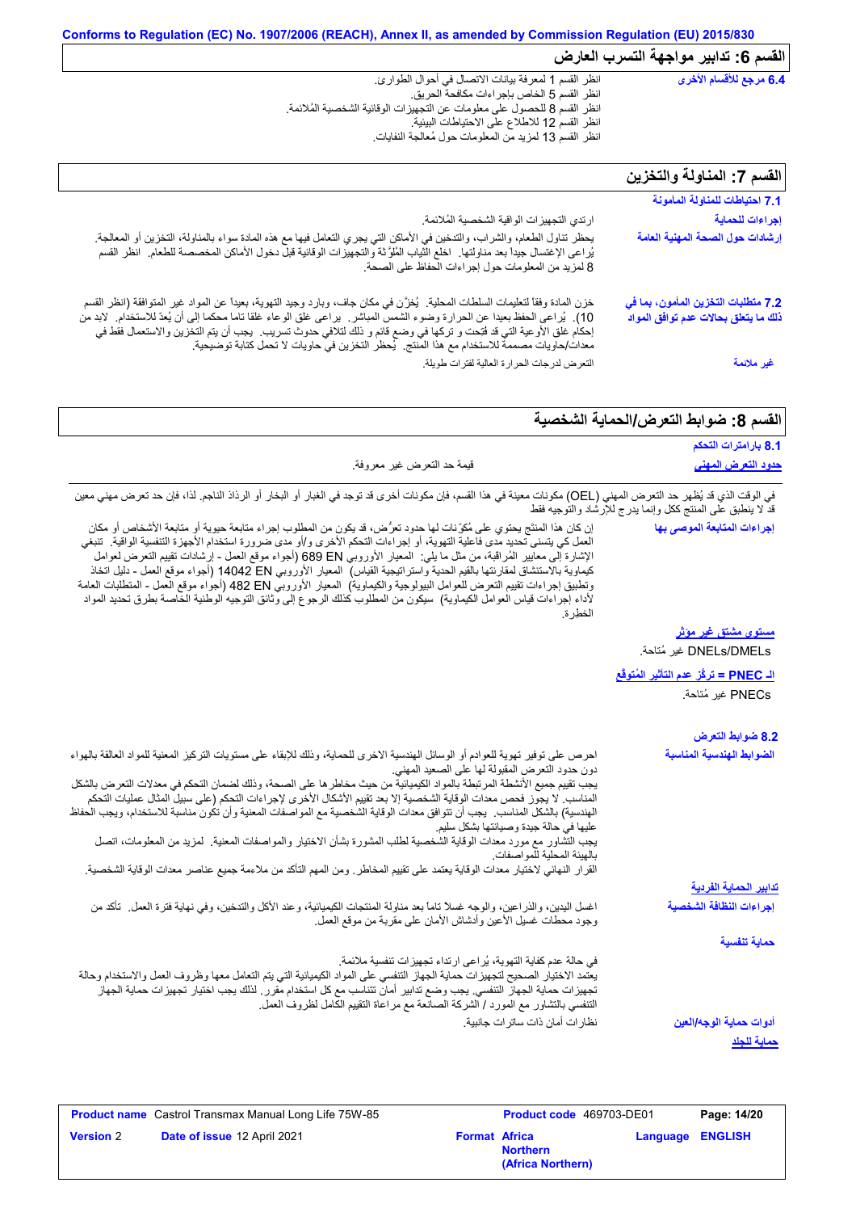Conforms to Regulation (EC) No. 1907/2006 (REACH), Annex II, as amended by Commission Regulation (EU) 2015/830

## القسم 6: تدابير مواجهة التسرب العارض

**6.4 مرجع للأقسام الأخرى**

انظر القسم 1 لمعرفة بيانات الاتصال في أحوال الطوارئ.
انظر القسم 5 الخاص بإجراءات مكافحة الحريق.
انظر القسم 8 للحصول على معلومات عن التجهيزات الوقائية الشخصية المُلائمة.
انظر القسم 12 للاطلاع على الاحتياطات البيئية.
انظر القسم 13 لمزيد من المعلومات حول مُعالجة النفايات.

## القسم 7: المناولة والتخزين

**7.1 احتياطات للمناولة المأمونة**

**إجراءات للحماية**

ارتدي التجهيزات الواقية الشخصية المُلائمة.

**إرشادات حول الصحة المهنية العامة**

يحظر تناول الطعام، والشراب، والتدخين في الأماكن التي يجري التعامل فيها مع هذه المادة سواء بالمناولة، التخزين أو المعالجة. يُراعى الإغتسال جيداً بعد مناولتها. اخلع الثِّياب المُلوَّثة والتجهيزات الوقائية قبل دخول الأماكن المخصصة للطعام. انظر القسم 8 لمزيد من المعلومات حول إجراءات الحفاظ على الصحة.

**7.2 متطلبات التخزين المأمون، بما في ذلك ما يتعلق بحالات عدم توافق المواد**

خزن المادة وفقاً لتعليمات السلطات المحلية. يُخزّن في مكان جاف، وبارد وجيد التهوية، بعيداً عن المواد غير المتوافقة (انظر القسم 10). يُراعى الحفظ بعيدا عن الحرارة وضوء الشمس المباشر. يراعى غلق الوعاء غلقا تاما محكما إلى أن يُعدّ للاستخدام. لابد من إحكام غلق الأوعية التي قد فتحت و تركها في وضع قائم و ذلك لتلافي حدوث تسريب. يجب أن يتم التخزين والاستعمال فقط في معدات/حاويات مصممة للاستخدام مع هذا المنتج. يُحظر التخزين في حاويات لا تحمل كتابة توضيحية.

**غير ملائمة**

التعرض لدرجات الحرارة العالية لفترات طويلة.

## القسم 8: ضوابط التعرض/الحماية الشخصية

**8.1 بارامترات التحكم**

**حدود التعرض المهني**

قيمة حد التعرض غير معروفة.

في الوقت الذي قد يُظهر حد التعرض المهني (OEL) مكونات معينة في هذا القسم، فإن مكونات أخرى قد توجد في الغبار أو البخار أو الرذاذ الناجم. لذا، فإن حد تعرض مهني معين قد لا ينطبق على المنتج ككل وإنما يدرج للإرشاد والتوجيه فقط

**إجراءات المتابعة الموصى بها**

إن كان هذا المنتج يحتوي على مُكوّنات لها حدود تعرُّض، قد يكون من المطلوب إجراء متابعة حيوية أو متابعة الأشخاص أو مكان العمل كي يتسنى تحديد مدى فاعلية التهوية، أو إجراءات التحكم الأخرى و/أو مدى ضرورة استخدام الأجهزة التنفسية الواقية. تنبغي الإشارة إلى معايير المُراقبة، من مثل ما يلي: المعيار الأوروبي EN 689 (أجواء موقع العمل - إرشادات تقييم التعرض لعوامل كيماوية بالاستنشاق لمقارنتها بالقيم الحدية واستراتيجية القياس) المعيار الأوروبي EN 14042 (أجواء موقع العمل - دليل اتخاذ وتطبيق إجراءات تقييم التعرض للعوامل البيولوجية والكيماوية) المعيار الأوروبي EN 482 (أجواء موقع العمل - المتطلبات العامة لأداء إجراءات قياس العوامل الكيماوية) سيكون من المطلوب كذلك الرجوع إلى وثائق التوجيه الوطنية الخاصة بطرق تحديد المواد الخطرة.

**مستوى مشتق غير مؤثر**

DNELs/DMELs غير مُتاحة.

**الـ PNEC = تركّز عدم التأثير المُتوقّع**

PNECs غير مُتاحة.

**8.2 ضوابط التعرض**

**الضوابط الهندسية المناسبة**

احرص على توفير تهوية للعوادم أو الوسائل الهندسية الاخرى للحماية، وذلك للإبقاء على مستويات التركيز المعنية للمواد العالقة بالهواء دون حدود التعرض المقبولة لها على الصعيد المهني.
يجب تقييم جميع الأنشطة المرتبطة بالمواد الكيميائية من حيث مخاطرها على الصحة، وذلك لضمان التحكم في معدلات التعرض بالشكل المناسب. لا يجوز فحص معدات الوقاية الشخصية إلا بعد تقييم الأشكال الأخرى لإجراءات التحكم (على سبيل المثال عمليات التحكم الهندسية) بالشكل المناسب. يجب أن تتوافق معدات الوقاية الشخصية مع المواصفات المعنية وأن تكون مناسبة للاستخدام، ويجب الحفاظ عليها في حالة جيدة وصيانتها بشكل سليم.
يجب التشاور مع مورد معدات الوقاية الشخصية لطلب المشورة بشأن الاختيار والمواصفات المعنية. لمزيد من المعلومات، اتصل بالهيئة المحلية للمواصفات.
القرار النهائي لاختيار معدات الوقاية يعتمد على تقييم المخاطر. ومن المهم التأكد من ملاءمة جميع عناصر معدات الوقاية الشخصية.

**تدابير الحماية الفردية**

**إجراءات النظافة الشخصية**

اغسل اليدين، والذراعين، والوجه غسلاً تاماً بعد مناولة المنتجات الكيميائية، وعند الأكل والتدخين، وفي نهاية فترة العمل. تأكد من وجود محطات غسيل الأعين وأدشاش الأمان على مقربة من موقع العمل.

**حماية تنفسية**

في حالة عدم كفاية التهوية، يُراعى ارتداء تجهيزات تنفسية ملائمة.
يعتمد الاختيار الصحيح لتجهيزات حماية الجهاز التنفسي على المواد الكيميائية التي يتم التعامل معها وظروف العمل والاستخدام وحالة تجهيزات حماية الجهاز التنفسي. يجب وضع تدابير أمان تتناسب مع كل استخدام مقرر. لذلك يجب اختيار تجهيزات حماية الجهاز التنفسي بالتشاور مع المورد / الشركة الصانعة مع مراعاة التقييم الكامل لظروف العمل.

**أدوات حماية الوجه/العين**

نظارات أمان ذات ساترات جانبية.

**حماية للجلد**

| Product name | Castrol Transmax Manual Long Life 75W-85 | Product code | 469703-DE01 |
|---|---|---|---|
| Version | 2 | Date of issue | 12 April 2021 |
| Format | Africa Northern (Africa Northern) | Language | ENGLISH |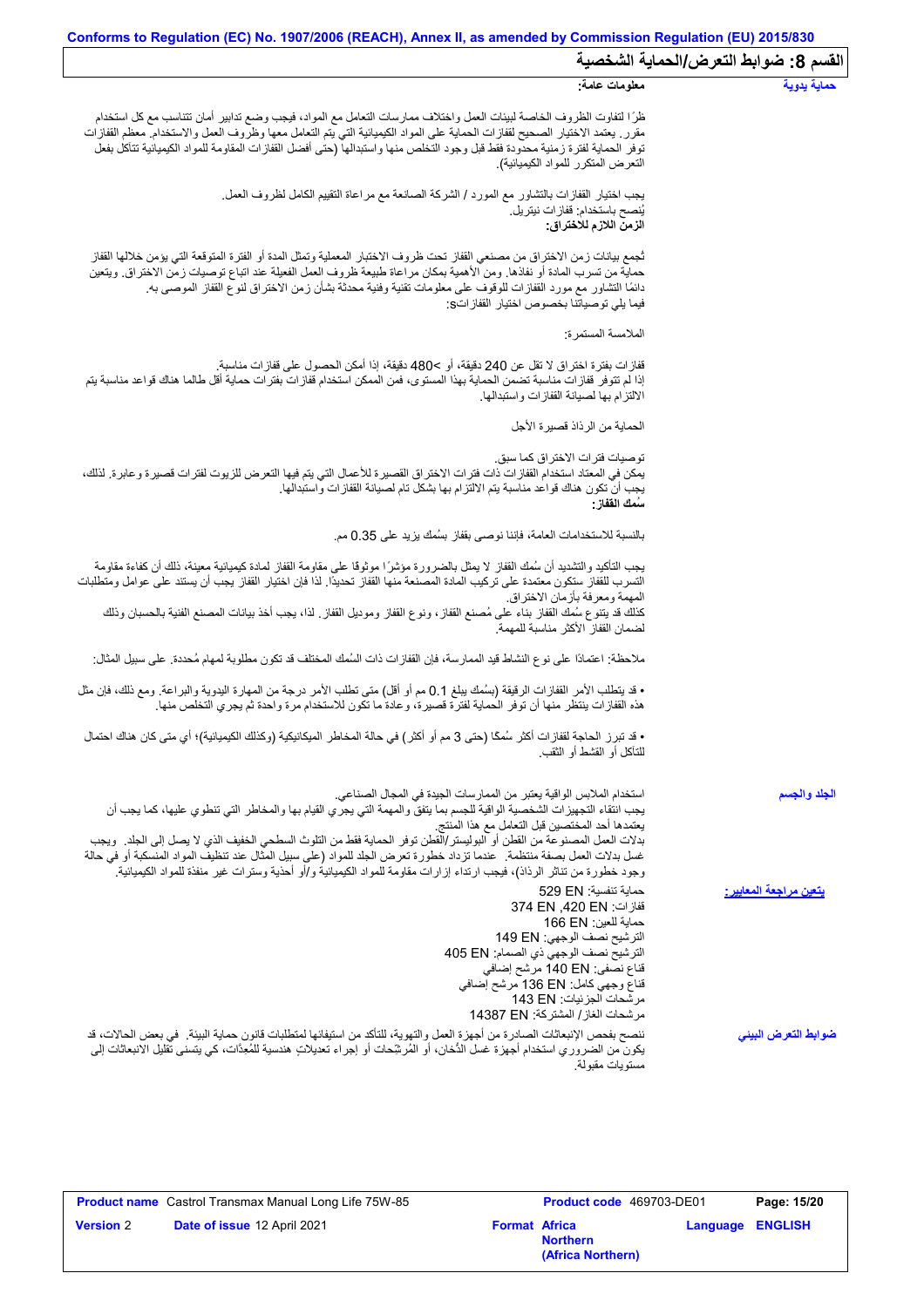## القسم 8: ضوابط التعرض/الحماية الشخصية

**حماية يدوية**

**معلومات عامة:**

ظرًا لتفاوت الظروف الخاصة لبيئات العمل واختلاف ممارسات التعامل مع المواد، فيجب وضع تدابير أمان تتناسب مع كل استخدام مقرر. يعتمد الاختيار الصحيح لقفازات الحماية على المواد الكيميائية التي يتم التعامل معها وظروف العمل والاستخدام. معظم القفازات توفر الحماية لفترة زمنية محدودة فقط قبل وجود التخلص منها واستبدالها (حتى أفضل القفازات المقاومة للمواد الكيميائية تتآكل بفعل التعرض المتكرر للمواد الكيميائية).

يجب اختيار القفازات بالتشاور مع المورد / الشركة الصانعة مع مراعاة التقييم الكامل لظروف العمل.
يُنصح باستخدام: قفازات نيتريل.
**الزمن اللازم للاختراق:**

تُجمع بيانات زمن الاختراق من مصنعي القفاز تحت ظروف الاختبار المعملية وتمثل المدة أو الفترة المتوقعة التي يؤمن خلالها القفاز حماية من تسرب المادة أو نفاذها. ومن الأهمية بمكان مراعاة طبيعة ظروف العمل الفعلية عند اتباع توصيات زمن الاختراق. ويتعين دائمًا التشاور مع مورد القفازات للوقوف على معلومات تقنية وفنية محدثة بشأن زمن الاختراق لنوع القفاز الموصى به.
فيما يلي توصياتنا بخصوص اختيار القفازاتs:

الملامسة المستمرة:

قفازات بفترة اختراق لا تقل عن 240 دقيقة، أو >480 دقيقة، إذا أمكن الحصول على قفازات مناسبة.
إذا لم تتوفر قفازات مناسبة تضمن الحماية بهذا المستوى، فمن الممكن استخدام قفازات بفترات حماية أقل طالما هناك قواعد مناسبة يتم الالتزام بها لصيانة القفازات واستبدالها.

الحماية من الرذاذ قصيرة الأجل

توصيات فترات الاختراق كما سبق.
يمكن في المعتاد استخدام القفازات ذات فترات الاختراق القصيرة للأعمال التي يتم فيها التعرض للزيوت لفترات قصيرة وعابرة. لذلك، يجب أن تكون هناك قواعد مناسبة يتم الالتزام بها بشكل تام لصيانة القفازات واستبدالها.
**سُمك القفاز:**

بالنسبة للاستخدامات العامة، فإننا نوصى بقفاز بسُمك يزيد على 0.35 مم.

يجب التأكيد والتشديد أن سُمك القفاز لا يمثل بالضرورة مؤشرًا موثوقًا على مقاومة القفاز لمادة كيميائية معينة، ذلك أن كفاءة مقاومة التسرب للقفاز ستكون معتمدة على تركيب المادة المصنعة منها القفاز تحديدًا. لذا فإن اختيار القفاز يجب أن يستند على عوامل ومتطلبات المهمة ومعرفة بأزمان الاختراق.
كذلك قد يتنوع سُمك القفاز بناء على مُصنع القفاز، ونوع القفاز وموديل القفاز. لذا، يجب أخذ بيانات المصنع الفنية بالحسبان وذلك لضمان القفاز الأكثر مناسبة للمهمة.

ملاحظة: اعتمادًا على نوع النشاط قيد الممارسة، فإن القفازات ذات السُمك المختلف قد تكون مطلوبة لمهام مُحددة. على سبيل المثال:

• قد يتطلب الأمر القفازات الرقيقة (بسُمك يبلغ 0.1 مم أو أقل) متى تطلب الأمر درجة من المهارة اليدوية والبراعة. ومع ذلك، فإن مثل هذه القفازات ينتظر منها أن توفر الحماية لفترة قصيرة، وعادة ما تكون للاستخدام مرة واحدة ثم يجري التخلص منها.

• قد تبرز الحاجة لقفازات أكثر سُمكًا (حتى 3 مم أو أكثر) في حالة المخاطر الميكانيكية (وكذلك الكيميائية)؛ أي متى كان هناك احتمال للتآكل أو القشط أو الثقب.

**الجلد والجسم**

استخدام الملابس الواقية يعتبر من الممارسات الجيدة في المجال الصناعي.
يجب انتقاء التجهيزات الشخصية الواقية للجسم بما يتفق والمهمة التي يجري القيام بها والمخاطر التي تنطوي عليها، كما يجب أن يعتمدها أحد المختصين قبل التعامل مع هذا المنتج.
بدلات العمل المصنوعة من القطن أو البوليستر/القطن توفر الحماية فقط من التلوث السطحي الخفيف الذي لا يصل إلى الجلد. ويجب غسل بدلات العمل بصفة منتظمة. عندما تزداد خطورة تعرض الجلد للمواد (على سبيل المثال عند تنظيف المواد المنسكبة أو في حالة وجود خطورة من تناثر الرذاذ)، فيجب ارتداء إزارات مقاومة للمواد الكيميائية و/أو أحذية وسترات غير منفذة للمواد الكيميائية.

**يتعين مراجعة المعايير:**

حماية تنفسية: EN 529
قفازات: EN 420, EN 374
حماية للعين: EN 166
الترشيح نصف الوجهي: EN 149
الترشيح نصف الوجهي ذي الصمام: EN 405
قناع نصفي: EN 140 مرشح إضافي
قناع وجهي كامل: EN 136 مرشح إضافي
مرشحات الجزئيات: EN 143
مرشحات الغاز/ المشتركة: EN 14387

**ضوابط التعرض البيئي**

ننصح بفحص الإنبعاثات الصادرة من أجهزة العمل والتهوية، للتأكد من استيفائها لمتطلبات قانون حماية البيئة. في بعض الحالات، قد يكون من الضروري استخدام أجهزة غسل الدُّخان، أو المُرشِّحات أو إجراء تعديلاتٍ هندسية للمُعِدَّات، كي يتسنى تقليل الانبعاثات إلى مستويات مقبولة.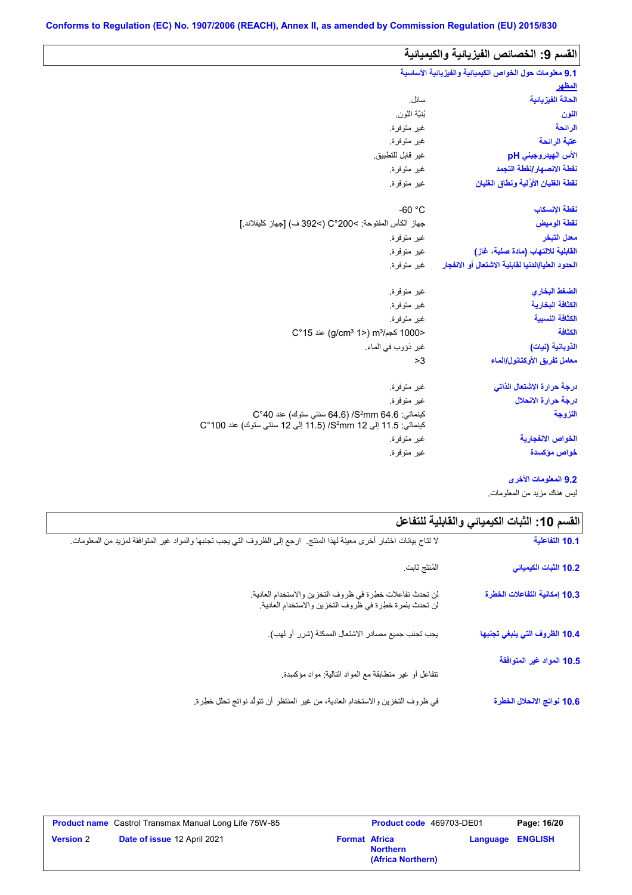**Conforms to Regulation (EC) No. 1907/2006 (REACH), Annex II, as amended by Commission Regulation (EU) 2015/830**

## القسم 9: الخصائص الفيزيائية والكيميائية

### 9.1 معلومات حول الخواص الكيميائية والفيزيائية الأساسية

**المظهر**

| | |
|---|---|
| **الحالة الفيزيائية** | سائل. |
| **اللون** | بُنيّة اللون. |
| **الرائحة** | غير متوفرة. |
| **عتبة الرائحة** | غير متوفرة. |
| **الأس الهيدروجيني pH** | غير قابل للتطبيق. |
| **نقطة الانصهار/نقطة التجمد** | غير متوفرة. |
| **نقطة الغليان الأوّلية ونطاق الغليان** | غير متوفرة. |
| **نقطة الإنسكاب** | -60 °C |
| **نقطة الوميض** | جهاز الكأس المفتوحة: >200°C (>392 ف) [جهاز كليفلاند.] |
| **معدل التبخر** | غير متوفرة. |
| **القابلية للالتهاب (مادة صلبة، غاز)** | غير متوفرة. |
| **الحدود العليا/الدنيا لقابلية الاشتعال أو الانفجار** | غير متوفرة. |
| **الضغط البخاري** | غير متوفرة. |
| **الكثافة البخارية** | غير متوفرة. |
| **الكثافة النسبية** | غير متوفرة. |
| **الكثافة** | <1000 كجم/m³ (<1 g/cm³) عند 15°C |
| **الذوبانية (نيات)** | غير ذؤوب في الماء. |
| **معامل تفريق الأوكتانول/الماء** | >3 |
| **درجة حرارة الاشتعال الذاتي** | غير متوفرة. |
| **درجة حرارة الانحلال** | غير متوفرة. |
| **اللزوجة** | كينماتي: 64.6 mm²/S (64.6 سنتي ستوك) عند 40°C<br>كينماتي: 11.5 إلى 12 mm²/S (11.5 إلى 12 سنتي ستوك) عند 100°C |
| **الخواص الانفجارية** | غير متوفرة. |
| **خواص مؤكسدة** | غير متوفرة. |

### 9.2 المعلومات الأخرى

ليس هناك مزيد من المعلومات.

## القسم 10: الثبات الكيميائي والقابلية للتفاعل

| | |
|---|---|
| **10.1 التفاعلية** | لا تتاح بيانات اختبار أخرى معينة لهذا المنتج. ارجع إلى الظروف التي يجب تجنبها والمواد غير المتوافقة لمزيد من المعلومات. |
| **10.2 الثبات الكيميائي** | المُنتج ثابت. |
| **10.3 إمكانية التفاعلات الخطرة** | لن تحدث تفاعلات خطرة في ظروف التخزين والاستخدام العادية.<br>لن تحدث بلمرة خطرة في ظروف التخزين والاستخدام العادية. |
| **10.4 الظروف التي ينبغي تجنبها** | يجب تجنب جميع مصادر الاشتعال الممكنة (شرر أو لهب). |
| **10.5 المواد غير المتوافقة** | تتفاعل أو غير متطابقة مع المواد التالية: مواد مؤكسِدة. |
| **10.6 نواتج الانحلال الخطرة** | في ظروف التخزين والاستخدام العادية، من غير المنتظر أن تتولّد نواتج تحلل خطرة. |

| | | | |
|---|---|---|---|
| **Product name** Castrol Transmax Manual Long Life 75W-85 | | **Product code** 469703-DE01 | |
| **Version** 2 | **Date of issue** 12 April 2021 | **Format** Africa Northern (Africa Northern) | **Language** ENGLISH |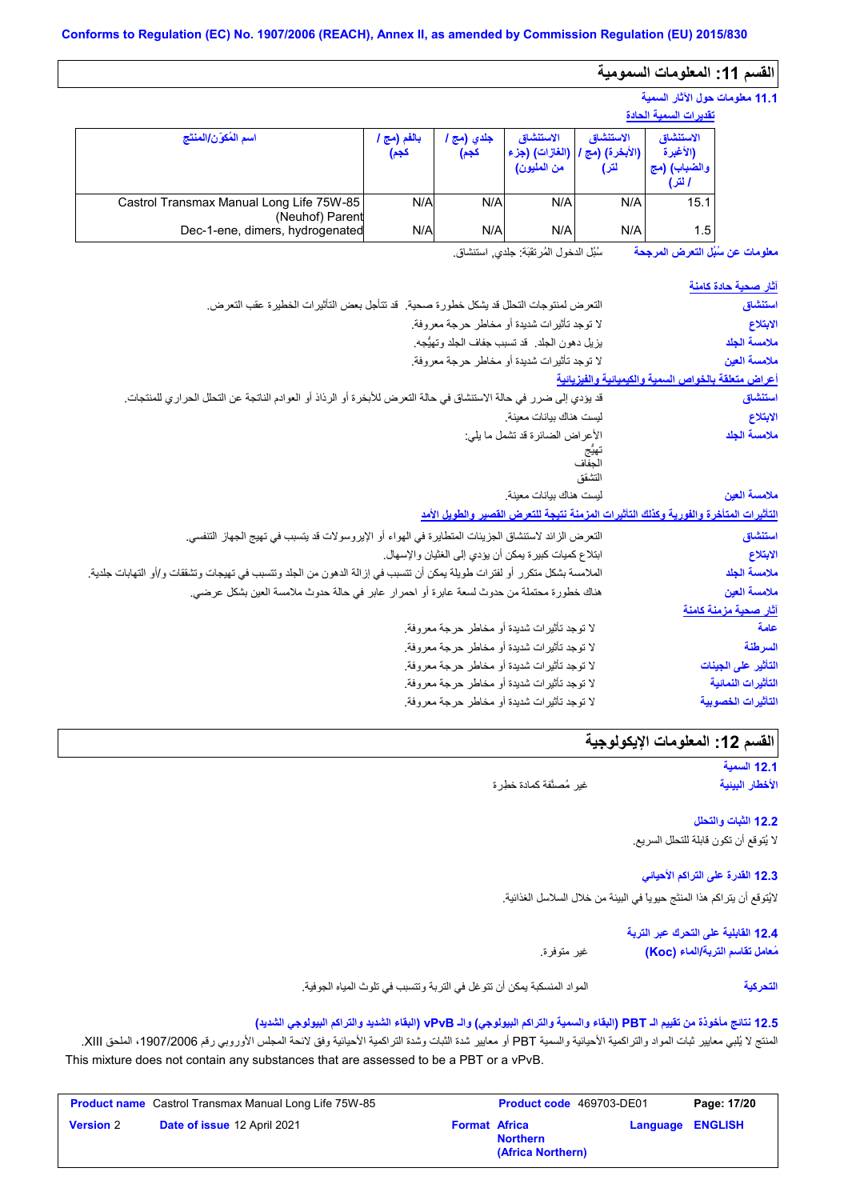## القسم 11: المعلومات السمومية

### 11.1 معلومات حول الآثار السمية

تقديرات السمية الحادة

| اسم المُكوّن/المنتج | بالفم (مج / كجم) | جلدي (مج / كجم) | الاستنشاق (الغازات) (جزء من المليون) | الاستنشاق (الأبخرة) (مج / لتر) | الاستنشاق (الأغبرة والضباب) (مج / لتر) |
|---|---|---|---|---|---|
| Castrol Transmax Manual Long Life 75W-85 (Neuhof) Parent | N/A | N/A | N/A | N/A | 15.1 |
| Dec-1-ene, dimers, hydrogenated | N/A | N/A | N/A | N/A | 1.5 |

**معلومات عن سُبُل التعرض المرجحة** سُبُل الدخول المُرتقَبَة: جلدي, استنشاق.

آثار صحية حادة كامنة

**استنشاق** التعرض لمنتوجات التحلل قد يشكل خطورة صحية. قد تتأجل بعض التأثيرات الخطيرة عقب التعرض.

**الابتلاع** لا توجد تأثيرات شديدة أو مخاطر حرجة معروفة.

**ملامسة الجلد** يزيل دهون الجلد. قد تسبب جفاف الجلد وتهيُّجه.

**ملامسة العين** لا توجد تأثيرات شديدة أو مخاطر حرجة معروفة.

أعراض متعلقة بالخواص السمية والكيميائية والفيزيائية

**استنشاق** قد يؤدي إلى ضرر في حالة الاستنشاق في حالة التعرض للأبخرة أو الرذاذ أو العوادم الناتجة عن التحلل الحراري للمنتجات.

**الابتلاع** ليست هناك بيانات معينة.

**ملامسة الجلد** الأعراض الضائرة قد تشمل ما يلي:
تهيُّج
الجفاف
التشقق

**ملامسة العين** ليست هناك بيانات معينة.

التأثيرات المتأخرة والفورية وكذلك التأثيرات المزمنة نتيجة للتعرض القصير والطويل الأمد

**استنشاق** التعرض الزائد لاستنشاق الجزيئات المتطايرة في الهواء أو الإيروسولات قد يتسبب في تهيج الجهاز التنفسي.

**الابتلاع** ابتلاع كميات كبيرة يمكن أن يؤدي إلى الغثيان والإسهال.

**ملامسة الجلد** الملامسة بشكل متكرر أو لفترات طويلة يمكن أن تتسبب في إزالة الدهون من الجلد وتتسبب في تهيجات وتشققات و/أو التهابات جلدية.

**ملامسة العين** هناك خطورة محتملة من حدوث لسعة عابرة أو احمرار عابر في حالة حدوث ملامسة العين بشكل عرضي.

آثار صحية مزمنة كامنة

**عامة** لا توجد تأثيرات شديدة أو مخاطر حرجة معروفة.

**السرطنة** لا توجد تأثيرات شديدة أو مخاطر حرجة معروفة.

**التأثير على الجينات** لا توجد تأثيرات شديدة أو مخاطر حرجة معروفة.

**التأثيرات النمائية** لا توجد تأثيرات شديدة أو مخاطر حرجة معروفة.

**التأثيرات الخصوبية** لا توجد تأثيرات شديدة أو مخاطر حرجة معروفة.

## القسم 12: المعلومات الإيكولوجية

### 12.1 السمية

**الأخطار البيئية** غير مُصنَّفة كمادة خطرة

### 12.2 الثبات والتحلل

لا يُتوقع أن تكون قابلة للتحلل السريع.

### 12.3 القدرة على التراكم الأحيائي

لايُتوقع أن يتراكم هذا المنتَج حيويا في البيئة من خلال السلاسل الغذائية.

### 12.4 القابلية على التحرك عبر التربة

**مُعامل تقاسم التربة/الماء (Koc)** غير متوفرة.

**التحركية** المواد المنسكبة يمكن أن تتوغل في التربة وتتسبب في تلوث المياه الجوفية.

### 12.5 نتائج مأخوذة من تقييم الـ PBT (البقاء والسمية والتراكم البيولوجي) والـ vPvB (البقاء الشديد والتراكم البيولوجي الشديد)

المنتج لا يُلبي معايير ثبات المواد والتراكمية الأحيائية والسمية PBT أو معايير شدة الثبات وشدة التراكمية الأحيائية وفق لائحة المجلس الأوروبي رقم 1907/2006، الملحق XIII.
This mixture does not contain any substances that are assessed to be a PBT or a vPvB.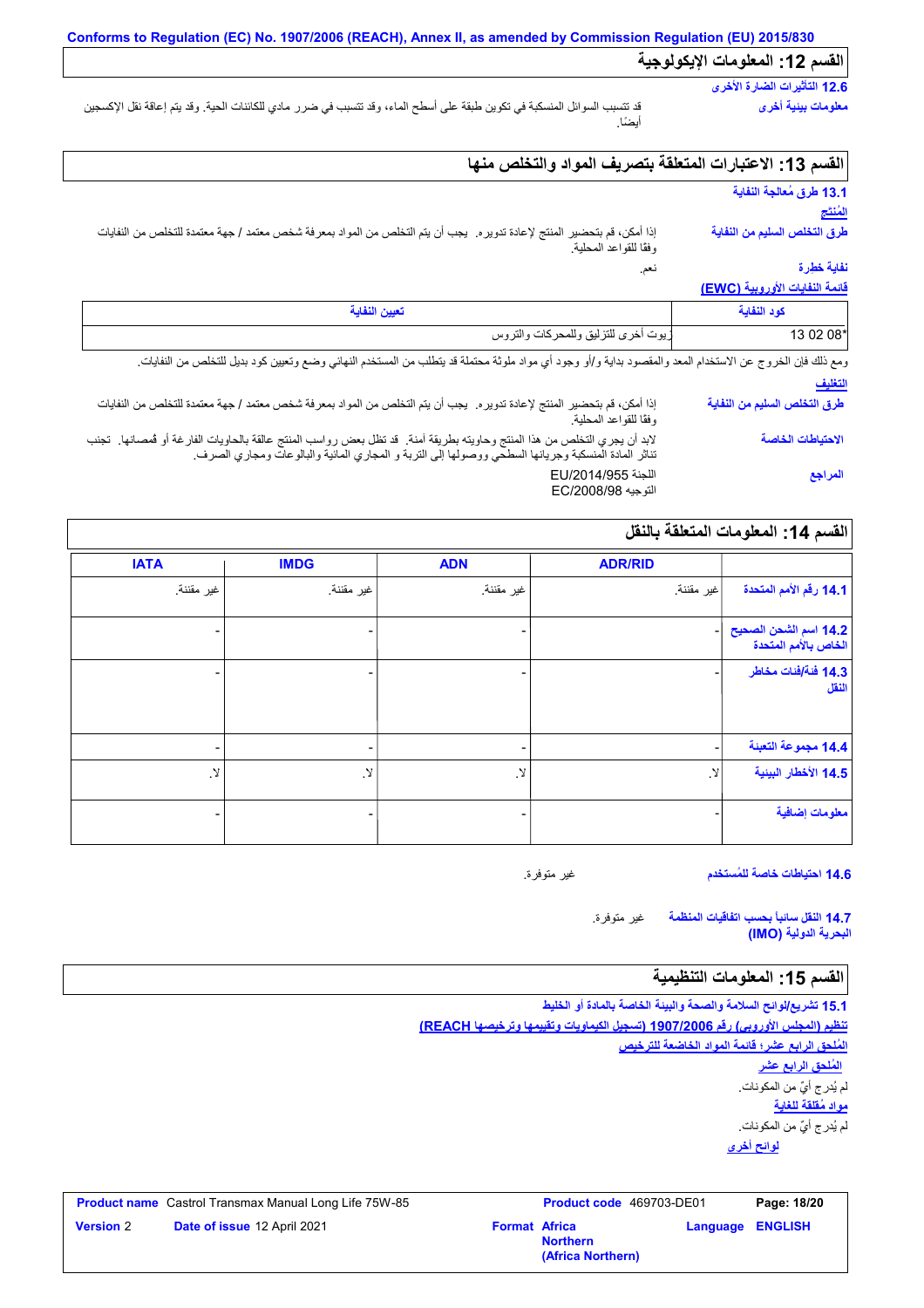Conforms to Regulation (EC) No. 1907/2006 (REACH), Annex II, as amended by Commission Regulation (EU) 2015/830

## القسم 12: المعلومات الإيكولوجية

**12.6 التأثيرات الضارة الأخرى**

**معلومات بيئية أخرى**: قد تتسبب السوائل المنسكبة في تكوين طبقة على أسطح الماء، وقد تتسبب في ضرر مادي للكائنات الحية. وقد يتم إعاقة نقل الإكسجين أيضًا.

## القسم 13: الاعتبارات المتعلقة بتصريف المواد والتخلص منها

**13.1 طرق مُعالجة النفاية**

**المُنتَج**

**طرق التخلص السليم من النفاية**: إذا أمكن، قم بتحضير المنتج لإعادة تدويره. يجب أن يتم التخلص من المواد بمعرفة شخص معتمد / جهة معتمدة للتخلص من النفايات وفقا للقواعد المحلية.

**نفاية خطرة**: نعم.

**قائمة النفايات الأوروبية (EWC)**

| كود النفاية | تعيين النفاية |
|---|---|
| 13 02 08* | زيوت أخرى للتزليق وللمحركات والتروس |

ومع ذلك فإن الخروج عن الاستخدام المعد والمقصود بداية و/أو وجود أي مواد ملوثة محتملة قد يتطلب من المستخدم النهائي وضع وتعيين كود بديل للتخلص من النفايات.

**التغليف**

**طرق التخلص السليم من النفاية**: إذا أمكن، قم بتحضير المنتج لإعادة تدويره. يجب أن يتم التخلص من المواد بمعرفة شخص معتمد / جهة معتمدة للتخلص من النفايات وفقا للقواعد المحلية.

**الاحتياطات الخاصة**: لابد أن يجري التخلص من هذا المنتج وحاويته بطريقة آمنة. قد تظل بعض رواسب المنتج عالقة بالحاويات الفارغة أو قُمصانها. تجنب تناثر المادة المنسكبة وجريانها السطحي ووصولها إلى التربة و المجاري المائية والبالوعات ومجاري الصرف.

**المراجع**: اللجنة EU/2014/955
التوجيه EC/2008/98

## القسم 14: المعلومات المتعلقة بالنقل

| | ADR/RID | ADN | IMDG | IATA |
|---|---|---|---|---|
| **14.1 رقم الأمم المتحدة** | غير مقننة. | غير مقننة. | غير مقننة. | غير مقننة. |
| **14.2 اسم الشحن الصحيح الخاص بالأمم المتحدة** | - | - | - | - |
| **14.3 فئة/فئات مخاطر النقل** | - | - | - | - |
| **14.4 مجموعة التعبئة** | - | - | - | - |
| **14.5 الأخطار البيئية** | لا. | لا. | لا. | لا. |
| **معلومات إضافية** | - | - | - | - |

**14.6 احتياطات خاصة للمُستخدم**: غير متوفرة.

**14.7 النقل سائباً بحسب اتفاقيات المنظمة البحرية الدولية (IMO)**: غير متوفرة.

## القسم 15: المعلومات التنظيمية

**15.1 تشريع/لوائح السلامة والصحة والبيئة الخاصة بالمادة أو الخليط**

**تنظيم (المجلس الأوروبي) رقم 1907/2006 (تسجيل الكيماويات وتقييمها وترخيصها REACH)**

**المُلحق الرابع عشر؛ قائمة المواد الخاضعة للترخيص**

**المُلحق الرابع عشر**

لم يُدرج أيّ من المكونات.

**مواد مُقلقة للغاية**

لم يُدرج أيّ من المكونات.

**لوائح أخرى**

| **Product name** Castrol Transmax Manual Long Life 75W-85 | **Product code** 469703-DE01 | **Page:** 18/20 |
|---|---|---|
| **Version** 2 **Date of issue** 12 April 2021 | **Format** Africa Northern (Africa Northern) | **Language** ENGLISH |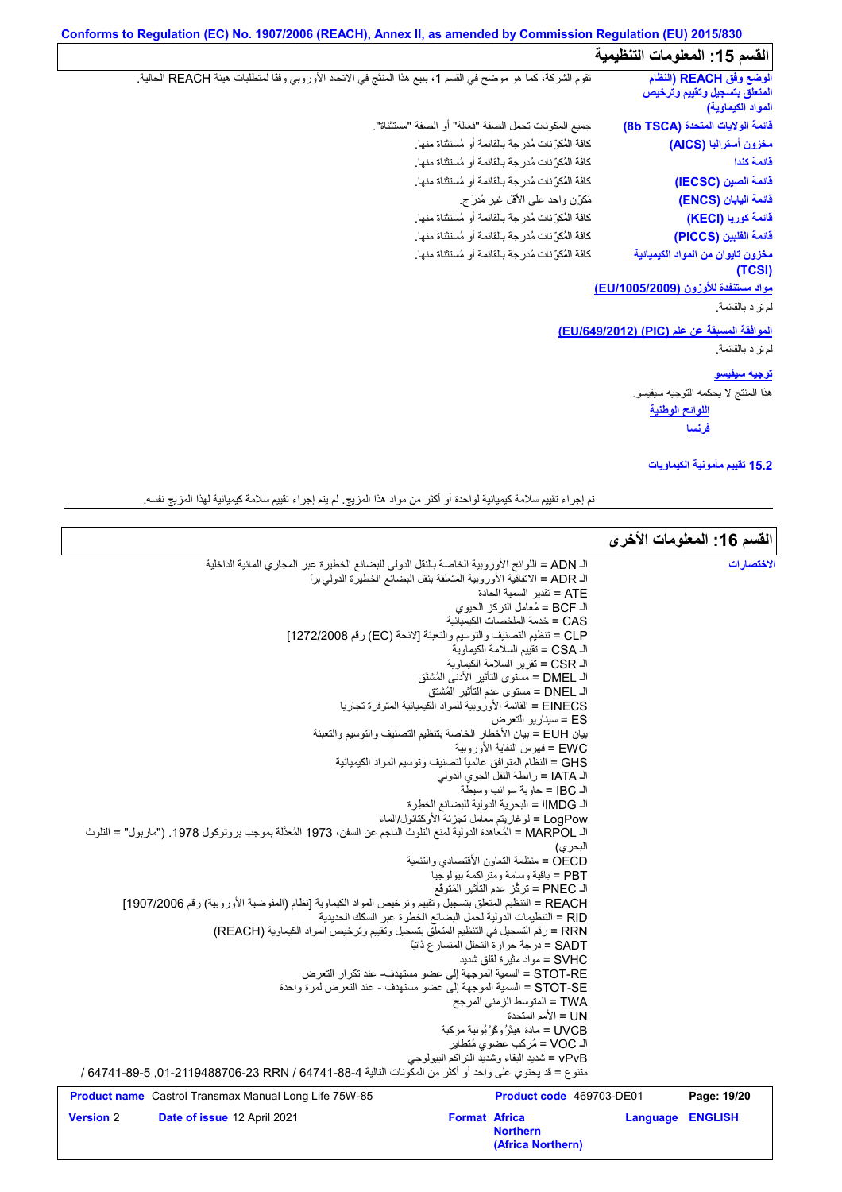Conforms to Regulation (EC) No. 1907/2006 (REACH), Annex II, as amended by Commission Regulation (EU) 2015/830

## القسم 15: المعلومات التنظيمية

| | |
|---|---|
| **الوضع وفق REACH (النظام المتعلق بتسجيل وتقييم وترخيص المواد الكيماوية)** | تقوم الشركة، كما هو موضح في القسم 1، ببيع هذا المنتَج في الاتحاد الأوروبي وفقا لمتطلبات هيئة REACH الحالية. |
| **قائمة الولايات المتحدة (8b TSCA)** | جميع المكونات تحمل الصفة "فعالة" أو الصفة "مستثناة". |
| **مخزون أستراليا (AICS)** | كافة المُكوّنات مُدرجة بالقائمة أو مُستثناة منها. |
| **قائمة كندا** | كافة المُكوّنات مُدرجة بالقائمة أو مُستثناة منها. |
| **قائمة الصين (IECSC)** | كافة المُكوّنات مُدرجة بالقائمة أو مُستثناة منها. |
| **قائمة اليابان (ENCS)** | مُكوّن واحد على الأقل غير مُدرَج. |
| **قائمة كوريا (KECI)** | كافة المُكوّنات مُدرجة بالقائمة أو مُستثناة منها. |
| **قائمة الفلبين (PICCS)** | كافة المُكوّنات مُدرجة بالقائمة أو مُستثناة منها. |
| **مخزون تايوان من المواد الكيميائية (TCSI)** | كافة المُكوّنات مُدرجة بالقائمة أو مُستثناة منها. |

**مواد مستنفدة للأوزون (EU/1005/2009)**

لم ترد بالقائمة.

**الموافقة المسبقة عن علم (PIC) (EU/649/2012)**

لم ترد بالقائمة.

**توجيه سيفيسو**

هذا المنتج لا يحكمه التوجيه سيفيسو.

**اللوائح الوطنية**

**فرنسا**

**15.2 تقييم مأمونية الكيماويات**

تم إجراء تقييم سلامة كيميائية لواحدة أو أكثر من مواد هذا المزيج. لم يتم إجراء تقييم سلامة كيميائية لهذا المزيج نفسه.

## القسم 16: المعلومات الأخرى

**الاختصارات**

الـ ADN = اللوائح الأوروبية الخاصة بالنقل الدولي للبضائع الخطيرة عبر المجاري المائية الداخلية
الـ ADR = الاتفاقية الأوروبية المتعلقة بنقل البضائع الخطيرة الدولي براً
ATE = تقدير السمية الحادة
الـ BCF = مُعامل التركز الحيوي
CAS = خدمة الملخصات الكيميائية
CLP = تنظيم التصنيف والتوسيم والتعبئة [لائحة (EC) رقم 1272/2008]
الـ CSA = تقييم السلامة الكيماوية
الـ CSR = تقرير السلامة الكيماوية
الـ DMEL = مستوى التأثير الأدنى المُشتق
الـ DNEL = مستوى عدم التأثير المُشتق
EINECS = القائمة الأوروبية للمواد الكيميائية المتوفرة تجاريا
ES = سيناريو التعرض
بيان EUH = بيان الأخطار الخاصة بتنظيم التصنيف والتوسيم والتعبئة
EWC = فهرس النفاية الأوروبية
GHS = النظام المتوافق عالمياً لتصنيف وتوسيم المواد الكيميائية
الـ IATA = رابطة النقل الجوي الدولي
الـ IBC = حاوية سوائب وسيطة
الـ IMDG = البحرية الدولية للبضائع الخطرة
LogPow = لوغاريتم معامل تجزئة الأوكتانول/الماء
الـ MARPOL = المُعاهدة الدولية لمنع التلوث الناجم عن السفن، 1973 المُعدّلة بموجب بروتوكول 1978. ("ماربول" = التلوث البحري)
OECD = منظمة التعاون الأقتصادي والتنمية
PBT = باقية وسامة ومتراكمة بيولوجيا
الـ PNEC = تركّز عدم التأثير المُتوقع
REACH = التنظيم المتعلق بتسجيل وتقييم وترخيص المواد الكيماوية [نظام (المفوضية الأوروبية) رقم 1907/2006]
RID = التنظيمات الدولية لحمل البضائع الخطرة عبر السكك الحديدية
RRN = رقم التسجيل في التنظيم المتعلّق بتسجيل وتقييم وترخيص المواد الكيماوية (REACH)
SADT = درجة حرارة التحلل المتسارع ذاتيّاً
SVHC = مواد مثيرة لقلق شديد
STOT-RE = السمية الموجهة إلى عضو مستهدف- عند تكرار التعرض
STOT-SE = السمية الموجهة إلى عضو مستهدف - عند التعرض لمرة واحدة
TWA = المتوسط الزمني المرجح
UN = الأمم المتحدة
UVCB = مادة هيدْروكَرْبُونية مركبة
الـ VOC = مُركب عضوي مُتطاير
vPvB = شديد البقاء وشديد التراكم البيولوجي
متنوع = قد يحتوي على واحد أو أكثر من المكونات التالية 64741-88-4 RRN 01-2119488706-23, 64741-89-5 /

| | | | |
|---|---|---|---|
| **Product name** Castrol Transmax Manual Long Life 75W-85 | | **Product code** 469703-DE01 | **Page: 19/20** |
| **Version** 2 | **Date of issue** 12 April 2021 | **Format** Africa Northern (Africa Northern) | **Language** ENGLISH |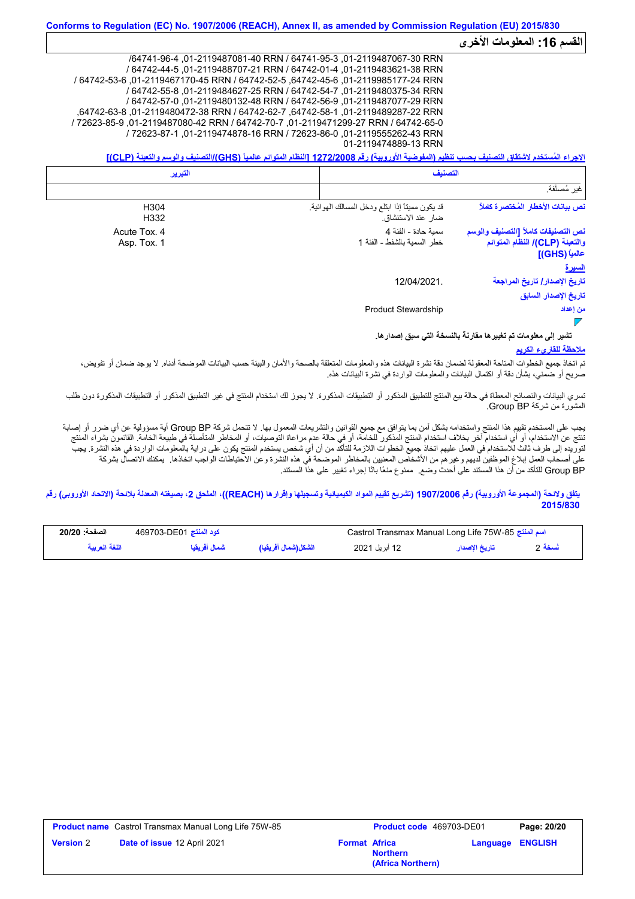Conforms to Regulation (EC) No. 1907/2006 (REACH), Annex II, as amended by Commission Regulation (EU) 2015/830

## القسم 16: المعلومات الأخرى

/64741-96-4 ,01-2119487081-40 RRN / 64741-95-3 ,01-2119487067-30 RRN
/ 64742-44-5 ,01-2119488707-21 RRN / 64742-01-4 ,01-2119483621-38 RRN
/ 64742-53-6 ,01-2119467170-45 RRN / 64742-52-5 ,64742-45-6 ,01-2119985177-24 RRN
/ 64742-55-8 ,01-2119484627-25 RRN / 64742-54-7 ,01-2119480375-34 RRN
/ 64742-57-0 ,01-2119480132-48 RRN / 64742-56-9 ,01-2119487077-29 RRN
,64742-63-8 ,01-2119480472-38 RRN / 64742-62-7 ,64742-58-1 ,01-2119489287-22 RRN
/ 72623-85-9 ,01-2119487080-42 RRN / 64742-70-7 ,01-2119471299-27 RRN / 64742-65-0
/ 72623-87-1 ,01-2119474878-16 RRN / 72623-86-0 ,01-2119555262-43 RRN
01-2119474889-13 RRN

**الإجراء المُستخدم لاشتقاق التصنيف بحسب تنظيم (المفوضية الأوروبية) رقم 1272/2008 [النظام المتوائم عالمياً (GHS)/التصنيف والوسم والتعبئة (CLP)]**

| التصنيف | التبرير |
|---|---|
| غير مُصنّفة. | |

**نص بيانات الأخطار المُختصرة كاملاً**

| | |
|---|---|
| قد يكون مميتاً إذا ابتلع ودخل المسالك الهوائية. | H304 |
| ضار عند الاستنشاق. | H332 |

**نص التصنيفات كاملاً [التصنيف والوسم والتعبئة (CLP)/ النظام المتوائم عالمياً (GHS)]**

| | |
|---|---|
| سمية حادة - الفئة 4 | Acute Tox. 4 |
| خطر السمية بالشفط - الفئة 1 | Asp. Tox. 1 |

**السيرة**

**تاريخ الإصدار/ تاريخ المراجعة**: 12/04/2021.

**تاريخ الإصدار السابق**

**من إعداد**: Product Stewardship

**تشير إلى معلومات تم تغييرها مقارنة بالنسخة التي سبق إصدارها.**

**ملاحظة للقارىء الكريم**

تم اتخاذ جميع الخطوات المتاحة المعقولة لضمان دقة نشرة البيانات هذه والمعلومات المتعلقة بالصحة والأمان والبيئة حسب البيانات الموضحة أدناه. لا يوجد ضمان أو تفويض، صريح أو ضمني، بشأن دقة أو اكتمال البيانات والمعلومات الواردة في نشرة البيانات هذه.

تسري البيانات والنصائح المعطاة في حالة بيع المنتج للتطبيق المذكور أو التطبيقات المذكورة. لا يجوز لك استخدام المنتج في غير التطبيق المذكور أو التطبيقات المذكورة دون طلب المشورة من شركة Group BP.

يجب على المستخدم تقييم هذا المنتج واستخدامه بشكل آمن بما يتوافق مع جميع القوانين والتشريعات المعمول بها. لا تتحمل شركة Group BP أية مسؤولية عن أي ضرر أو إصابة تنتج عن الاستخدام، أو أي استخدام آخر بخلاف استخدام المنتج المذكور للخامة، أو في حالة عدم مراعاة التوصيات، أو المخاطر المتأصلة في طبيعة الخامة. القائمون بشراء المنتج لتوريده إلى طرف ثالث للاستخدام في العمل عليهم اتخاذ جميع الخطوات اللازمة للتأكد من أن أي شخص يستخدم المنتج يكون على دراية بالمعلومات الواردة في هذه النشرة. يجب على أصحاب العمل إبلاغ الموظفين لديهم وغيرهم من الأشخاص المعنيين بالمخاطر الموضحة في هذه النشرة وعن الاحتياطات الواجب اتخاذها. يمكنك الاتصال بشركة Group BP للتأكد من أن هذا المستند على أحدث وضع. ممنوع منعًا باتًا إجراء تغيير على هذا المستند.

يتفق ولائحة (المجموعة الأوروبية) رقم 1907/2006 (تشريع تقييم المواد الكيميائية وتسجيلها وإقرارها (REACH))، الملحق 2، بصيغته المعدلة بلائحة (الاتحاد الأوروبي) رقم 2015/830

| | | | | |
|---|---|---|---|---|
| اسم المنتج Castrol Transmax Manual Long Life 75W-85 | | كود المنتج 469703-DE01 | | الصفحة: 20/20 |
| نسخة 2 | تاريخ الإصدار 12 أبريل 2021 | الشكل(شمال أفريقيا) | شمال أفريقيا | اللغة العربية |

| | | | |
|---|---|---|---|
| **Product name** Castrol Transmax Manual Long Life 75W-85 | | **Product code** 469703-DE01 | **Page: 20/20** |
| **Version** 2 | **Date of issue** 12 April 2021 | **Format Africa Northern (Africa Northern)** | **Language ENGLISH** |